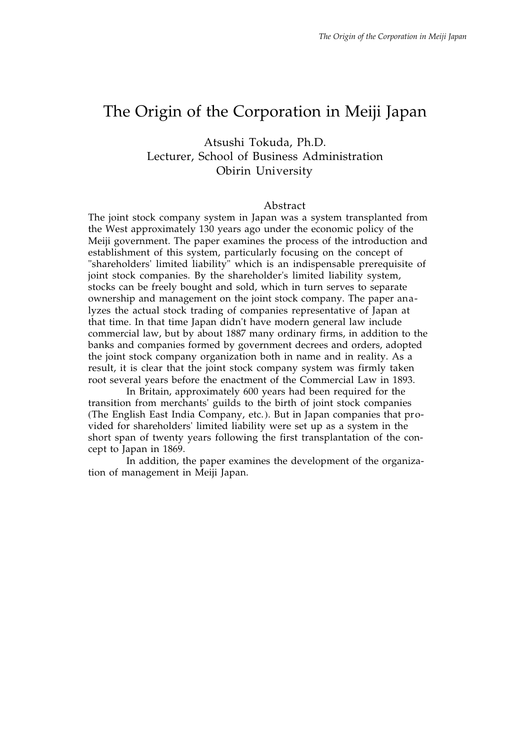# The Origin of the Corporation in Meiji Japan

Atsushi Tokuda, Ph.D.
Lecturer, School of Business Administration
Obirin University

## Abstract

The joint stock company system in Japan was a system transplanted from the West approximately 130 years ago under the economic policy of the Meiji government. The paper examines the process of the introduction and establishment of this system, particularly focusing on the concept of "shareholders' limited liability" which is an indispensable prerequisite of joint stock companies. By the shareholder's limited liability system, stocks can be freely bought and sold, which in turn serves to separate ownership and management on the joint stock company. The paper analyzes the actual stock trading of companies representative of Japan at that time. In that time Japan didn't have modern general law include commercial law, but by about 1887 many ordinary firms, in addition to the banks and companies formed by government decrees and orders, adopted the joint stock company organization both in name and in reality. As a result, it is clear that the joint stock company system was firmly taken root several years before the enactment of the Commercial Law in 1893.

In Britain, approximately 600 years had been required for the transition from merchants' guilds to the birth of joint stock companies (The English East India Company, etc.). But in Japan companies that provided for shareholders' limited liability were set up as a system in the short span of twenty years following the first transplantation of the concept to Japan in 1869.

In addition, the paper examines the development of the organization of management in Meiji Japan.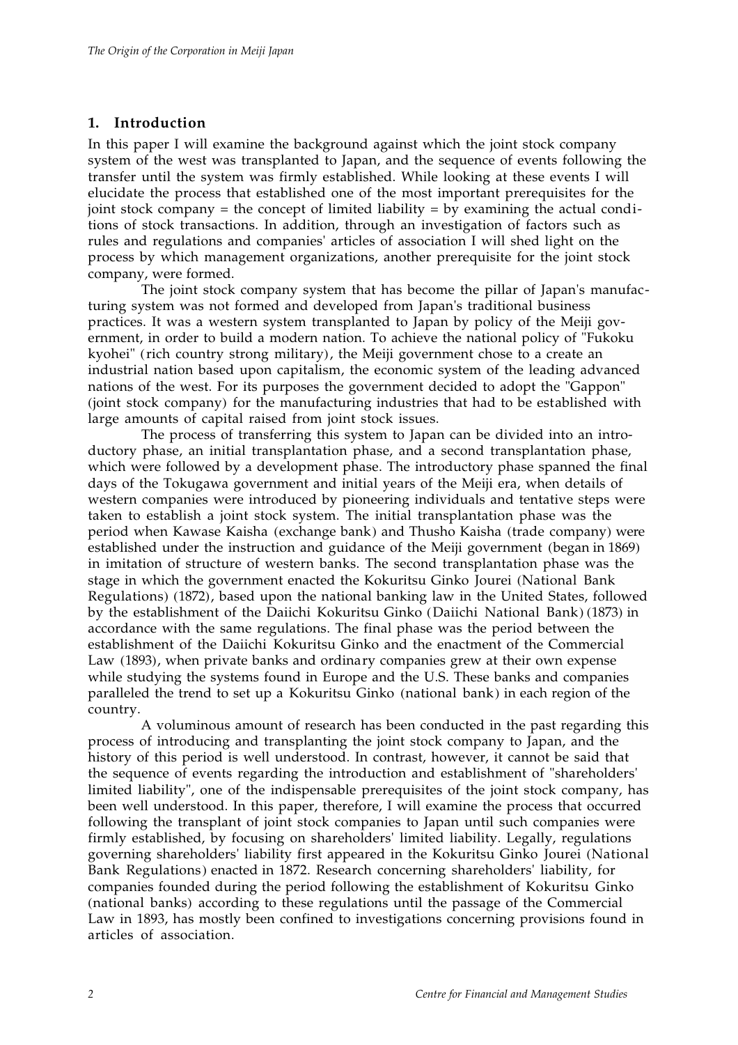## 1. Introduction

In this paper I will examine the background against which the joint stock company system of the west was transplanted to Japan, and the sequence of events following the transfer until the system was firmly established. While looking at these events I will elucidate the process that established one of the most important prerequisites for the joint stock company = the concept of limited liability = by examining the actual conditions of stock transactions. In addition, through an investigation of factors such as rules and regulations and companies' articles of association I will shed light on the process by which management organizations, another prerequisite for the joint stock company, were formed.

The joint stock company system that has become the pillar of Japan's manufacturing system was not formed and developed from Japan's traditional business practices. It was a western system transplanted to Japan by policy of the Meiji government, in order to build a modern nation. To achieve the national policy of "Fukoku kyohei" (rich country strong military), the Meiji government chose to a create an industrial nation based upon capitalism, the economic system of the leading advanced nations of the west. For its purposes the government decided to adopt the "Gappon" (joint stock company) for the manufacturing industries that had to be established with large amounts of capital raised from joint stock issues.

The process of transferring this system to Japan can be divided into an introductory phase, an initial transplantation phase, and a second transplantation phase, which were followed by a development phase. The introductory phase spanned the final days of the Tokugawa government and initial years of the Meiji era, when details of western companies were introduced by pioneering individuals and tentative steps were taken to establish a joint stock system. The initial transplantation phase was the period when Kawase Kaisha (exchange bank) and Thusho Kaisha (trade company) were established under the instruction and guidance of the Meiji government (began in 1869) in imitation of structure of western banks. The second transplantation phase was the stage in which the government enacted the Kokuritsu Ginko Jourei (National Bank Regulations) (1872), based upon the national banking law in the United States, followed by the establishment of the Daiichi Kokuritsu Ginko (Daiichi National Bank) (1873) in accordance with the same regulations. The final phase was the period between the establishment of the Daiichi Kokuritsu Ginko and the enactment of the Commercial Law (1893), when private banks and ordinary companies grew at their own expense while studying the systems found in Europe and the U.S. These banks and companies paralleled the trend to set up a Kokuritsu Ginko (national bank) in each region of the country.

A voluminous amount of research has been conducted in the past regarding this process of introducing and transplanting the joint stock company to Japan, and the history of this period is well understood. In contrast, however, it cannot be said that the sequence of events regarding the introduction and establishment of "shareholders' limited liability", one of the indispensable prerequisites of the joint stock company, has been well understood. In this paper, therefore, I will examine the process that occurred following the transplant of joint stock companies to Japan until such companies were firmly established, by focusing on shareholders' limited liability. Legally, regulations governing shareholders' liability first appeared in the Kokuritsu Ginko Jourei (National Bank Regulations) enacted in 1872. Research concerning shareholders' liability, for companies founded during the period following the establishment of Kokuritsu Ginko (national banks) according to these regulations until the passage of the Commercial Law in 1893, has mostly been confined to investigations concerning provisions found in articles of association.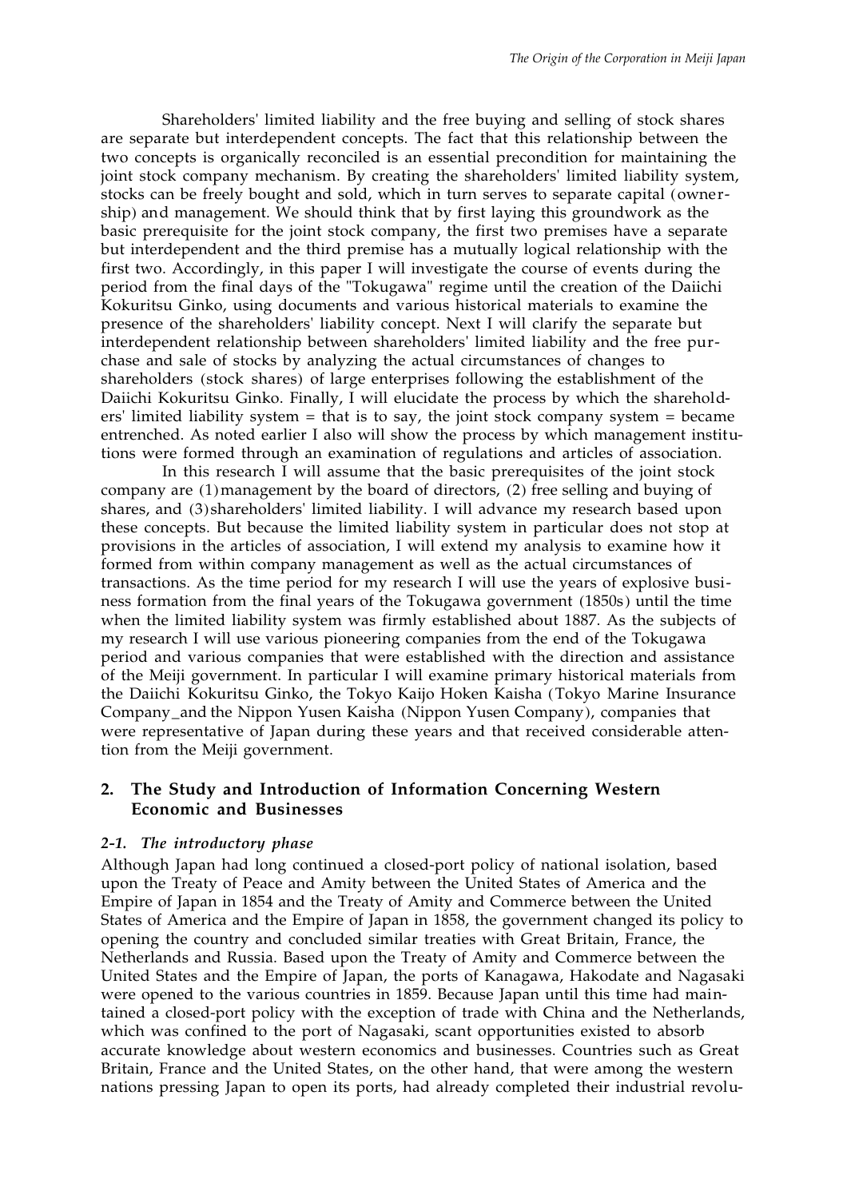Shareholders' limited liability and the free buying and selling of stock shares are separate but interdependent concepts. The fact that this relationship between the two concepts is organically reconciled is an essential precondition for maintaining the joint stock company mechanism. By creating the shareholders' limited liability system, stocks can be freely bought and sold, which in turn serves to separate capital (ownership) and management. We should think that by first laying this groundwork as the basic prerequisite for the joint stock company, the first two premises have a separate but interdependent and the third premise has a mutually logical relationship with the first two. Accordingly, in this paper I will investigate the course of events during the period from the final days of the "Tokugawa" regime until the creation of the Daiichi Kokuritsu Ginko, using documents and various historical materials to examine the presence of the shareholders' liability concept. Next I will clarify the separate but interdependent relationship between shareholders' limited liability and the free purchase and sale of stocks by analyzing the actual circumstances of changes to shareholders (stock shares) of large enterprises following the establishment of the Daiichi Kokuritsu Ginko. Finally, I will elucidate the process by which the shareholders' limited liability system = that is to say, the joint stock company system = became entrenched. As noted earlier I also will show the process by which management institutions were formed through an examination of regulations and articles of association.

In this research I will assume that the basic prerequisites of the joint stock company are (1) management by the board of directors, (2) free selling and buying of shares, and (3) shareholders' limited liability. I will advance my research based upon these concepts. But because the limited liability system in particular does not stop at provisions in the articles of association, I will extend my analysis to examine how it formed from within company management as well as the actual circumstances of transactions. As the time period for my research I will use the years of explosive business formation from the final years of the Tokugawa government (1850s) until the time when the limited liability system was firmly established about 1887. As the subjects of my research I will use various pioneering companies from the end of the Tokugawa period and various companies that were established with the direction and assistance of the Meiji government. In particular I will examine primary historical materials from the Daiichi Kokuritsu Ginko, the Tokyo Kaijo Hoken Kaisha (Tokyo Marine Insurance Company_and the Nippon Yusen Kaisha (Nippon Yusen Company), companies that were representative of Japan during these years and that received considerable attention from the Meiji government.

## 2. The Study and Introduction of Information Concerning Western Economic and Businesses

### *2-1. The introductory phase*

Although Japan had long continued a closed-port policy of national isolation, based upon the Treaty of Peace and Amity between the United States of America and the Empire of Japan in 1854 and the Treaty of Amity and Commerce between the United States of America and the Empire of Japan in 1858, the government changed its policy to opening the country and concluded similar treaties with Great Britain, France, the Netherlands and Russia. Based upon the Treaty of Amity and Commerce between the United States and the Empire of Japan, the ports of Kanagawa, Hakodate and Nagasaki were opened to the various countries in 1859. Because Japan until this time had maintained a closed-port policy with the exception of trade with China and the Netherlands, which was confined to the port of Nagasaki, scant opportunities existed to absorb accurate knowledge about western economics and businesses. Countries such as Great Britain, France and the United States, on the other hand, that were among the western nations pressing Japan to open its ports, had already completed their industrial revolu-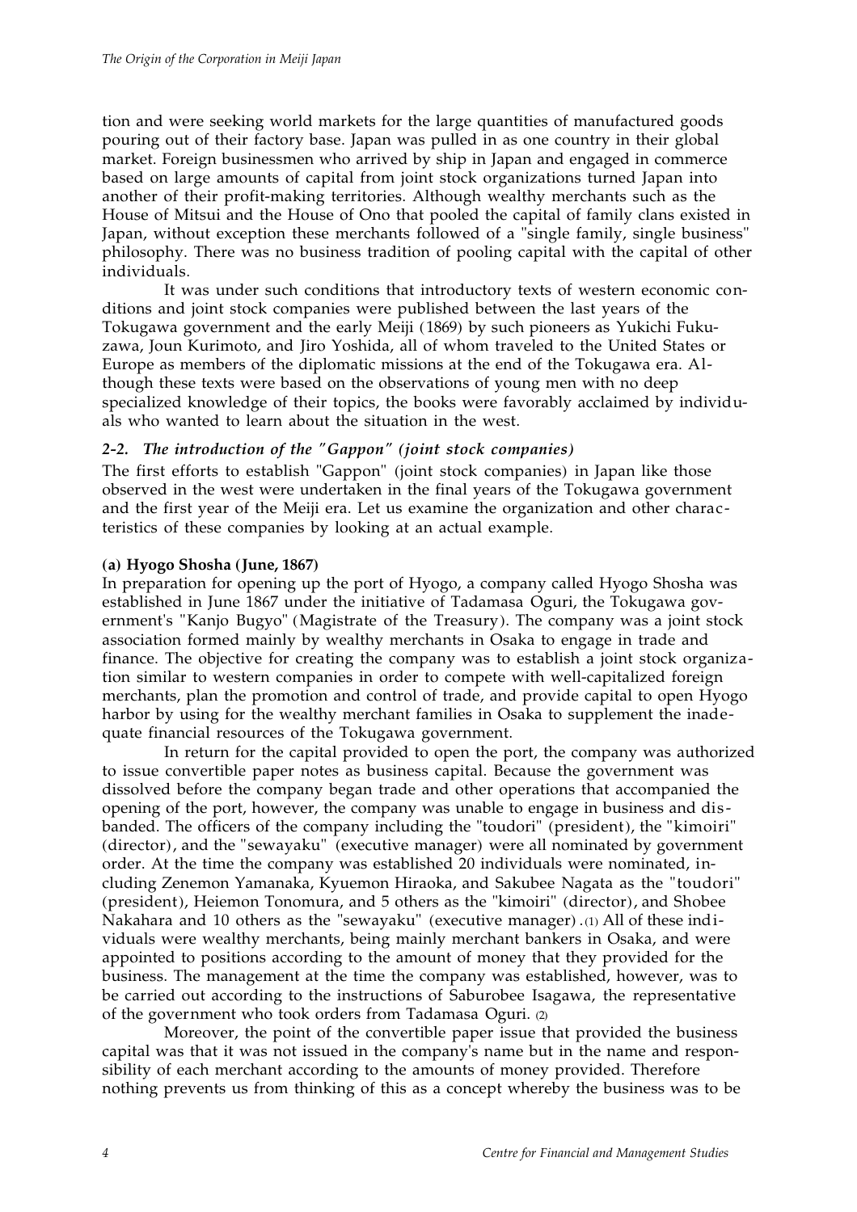tion and were seeking world markets for the large quantities of manufactured goods pouring out of their factory base. Japan was pulled in as one country in their global market. Foreign businessmen who arrived by ship in Japan and engaged in commerce based on large amounts of capital from joint stock organizations turned Japan into another of their profit-making territories. Although wealthy merchants such as the House of Mitsui and the House of Ono that pooled the capital of family clans existed in Japan, without exception these merchants followed of a "single family, single business" philosophy. There was no business tradition of pooling capital with the capital of other individuals.

It was under such conditions that introductory texts of western economic conditions and joint stock companies were published between the last years of the Tokugawa government and the early Meiji (1869) by such pioneers as Yukichi Fukuzawa, Joun Kurimoto, and Jiro Yoshida, all of whom traveled to the United States or Europe as members of the diplomatic missions at the end of the Tokugawa era. Although these texts were based on the observations of young men with no deep specialized knowledge of their topics, the books were favorably acclaimed by individuals who wanted to learn about the situation in the west.

### *2-2. The introduction of the "Gappon" (joint stock companies)*

The first efforts to establish "Gappon" (joint stock companies) in Japan like those observed in the west were undertaken in the final years of the Tokugawa government and the first year of the Meiji era. Let us examine the organization and other characteristics of these companies by looking at an actual example.

**(a) Hyogo Shosha (June, 1867)**

In preparation for opening up the port of Hyogo, a company called Hyogo Shosha was established in June 1867 under the initiative of Tadamasa Oguri, the Tokugawa government's "Kanjo Bugyo" (Magistrate of the Treasury). The company was a joint stock association formed mainly by wealthy merchants in Osaka to engage in trade and finance. The objective for creating the company was to establish a joint stock organization similar to western companies in order to compete with well-capitalized foreign merchants, plan the promotion and control of trade, and provide capital to open Hyogo harbor by using for the wealthy merchant families in Osaka to supplement the inadequate financial resources of the Tokugawa government.

In return for the capital provided to open the port, the company was authorized to issue convertible paper notes as business capital. Because the government was dissolved before the company began trade and other operations that accompanied the opening of the port, however, the company was unable to engage in business and disbanded. The officers of the company including the "toudori" (president), the "kimoiri" (director), and the "sewayaku" (executive manager) were all nominated by government order. At the time the company was established 20 individuals were nominated, including Zenemon Yamanaka, Kyuemon Hiraoka, and Sakubee Nagata as the "toudori" (president), Heiemon Tonomura, and 5 others as the "kimoiri" (director), and Shobee Nakahara and 10 others as the "sewayaku" (executive manager).(1) All of these individuals were wealthy merchants, being mainly merchant bankers in Osaka, and were appointed to positions according to the amount of money that they provided for the business. The management at the time the company was established, however, was to be carried out according to the instructions of Saburobee Isagawa, the representative of the government who took orders from Tadamasa Oguri. (2)

Moreover, the point of the convertible paper issue that provided the business capital was that it was not issued in the company's name but in the name and responsibility of each merchant according to the amounts of money provided. Therefore nothing prevents us from thinking of this as a concept whereby the business was to be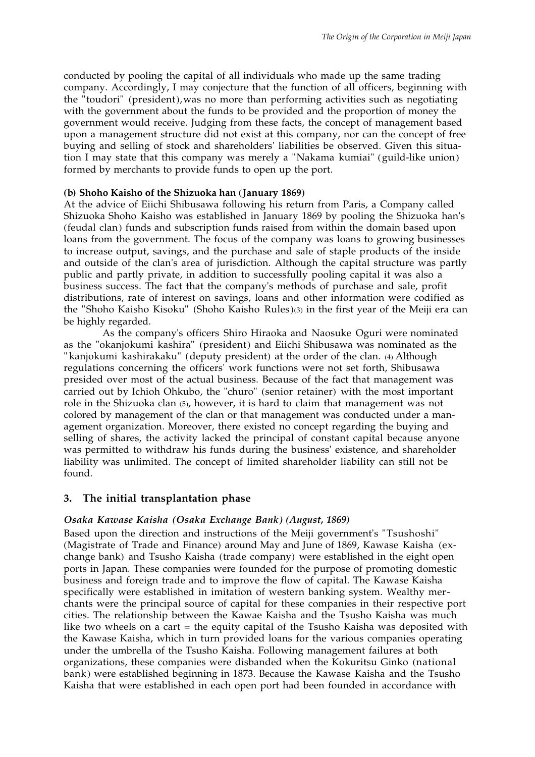conducted by pooling the capital of all individuals who made up the same trading company. Accordingly, I may conjecture that the function of all officers, beginning with the "toudori" (president),was no more than performing activities such as negotiating with the government about the funds to be provided and the proportion of money the government would receive. Judging from these facts, the concept of management based upon a management structure did not exist at this company, nor can the concept of free buying and selling of stock and shareholders' liabilities be observed. Given this situation I may state that this company was merely a "Nakama kumiai" (guild-like union) formed by merchants to provide funds to open up the port.

**(b) Shoho Kaisho of the Shizuoka han (January 1869)**

At the advice of Eiichi Shibusawa following his return from Paris, a Company called Shizuoka Shoho Kaisho was established in January 1869 by pooling the Shizuoka han's (feudal clan) funds and subscription funds raised from within the domain based upon loans from the government. The focus of the company was loans to growing businesses to increase output, savings, and the purchase and sale of staple products of the inside and outside of the clan's area of jurisdiction. Although the capital structure was partly public and partly private, in addition to successfully pooling capital it was also a business success. The fact that the company's methods of purchase and sale, profit distributions, rate of interest on savings, loans and other information were codified as the "Shoho Kaisho Kisoku" (Shoho Kaisho Rules)(3) in the first year of the Meiji era can be highly regarded.

As the company's officers Shiro Hiraoka and Naosuke Oguri were nominated as the "okanjokumi kashira" (president) and Eiichi Shibusawa was nominated as the "kanjokumi kashirakaku" (deputy president) at the order of the clan. (4) Although regulations concerning the officers' work functions were not set forth, Shibusawa presided over most of the actual business. Because of the fact that management was carried out by Ichioh Ohkubo, the "churo" (senior retainer) with the most important role in the Shizuoka clan (5), however, it is hard to claim that management was not colored by management of the clan or that management was conducted under a management organization. Moreover, there existed no concept regarding the buying and selling of shares, the activity lacked the principal of constant capital because anyone was permitted to withdraw his funds during the business' existence, and shareholder liability was unlimited. The concept of limited shareholder liability can still not be found.

## 3. The initial transplantation phase

### *Osaka Kawase Kaisha (Osaka Exchange Bank) (August, 1869)*

Based upon the direction and instructions of the Meiji government's "Tsushoshi" (Magistrate of Trade and Finance) around May and June of 1869, Kawase Kaisha (exchange bank) and Tsusho Kaisha (trade company) were established in the eight open ports in Japan. These companies were founded for the purpose of promoting domestic business and foreign trade and to improve the flow of capital. The Kawase Kaisha specifically were established in imitation of western banking system. Wealthy merchants were the principal source of capital for these companies in their respective port cities. The relationship between the Kawae Kaisha and the Tsusho Kaisha was much like two wheels on a cart = the equity capital of the Tsusho Kaisha was deposited with the Kawase Kaisha, which in turn provided loans for the various companies operating under the umbrella of the Tsusho Kaisha. Following management failures at both organizations, these companies were disbanded when the Kokuritsu Ginko (national bank) were established beginning in 1873. Because the Kawase Kaisha and the Tsusho Kaisha that were established in each open port had been founded in accordance with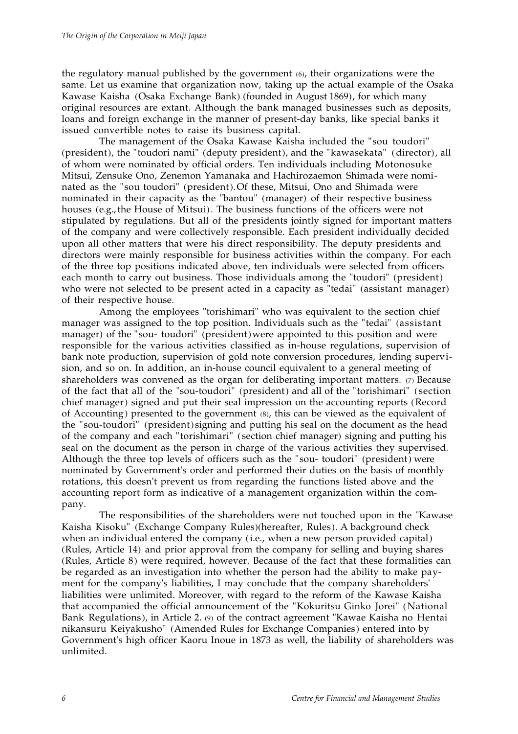the regulatory manual published by the government (6), their organizations were the same. Let us examine that organization now, taking up the actual example of the Osaka Kawase Kaisha (Osaka Exchange Bank) (founded in August 1869), for which many original resources are extant. Although the bank managed businesses such as deposits, loans and foreign exchange in the manner of present-day banks, like special banks it issued convertible notes to raise its business capital.

The management of the Osaka Kawase Kaisha included the "sou toudori" (president), the "toudori nami" (deputy president), and the "kawasekata" (director), all of whom were nominated by official orders. Ten individuals including Motonosuke Mitsui, Zensuke Ono, Zenemon Yamanaka and Hachirozaemon Shimada were nominated as the "sou toudori" (president). Of these, Mitsui, Ono and Shimada were nominated in their capacity as the "bantou" (manager) of their respective business houses (e.g., the House of Mitsui). The business functions of the officers were not stipulated by regulations. But all of the presidents jointly signed for important matters of the company and were collectively responsible. Each president individually decided upon all other matters that were his direct responsibility. The deputy presidents and directors were mainly responsible for business activities within the company. For each of the three top positions indicated above, ten individuals were selected from officers each month to carry out business. Those individuals among the "toudori" (president) who were not selected to be present acted in a capacity as "tedai" (assistant manager) of their respective house.

Among the employees "torishimari" who was equivalent to the section chief manager was assigned to the top position. Individuals such as the "tedai" (assistant manager) of the "sou- toudori" (president) were appointed to this position and were responsible for the various activities classified as in-house regulations, supervision of bank note production, supervision of gold note conversion procedures, lending supervision, and so on. In addition, an in-house council equivalent to a general meeting of shareholders was convened as the organ for deliberating important matters. (7) Because of the fact that all of the "sou-toudori" (president) and all of the "torishimari" (section chief manager) signed and put their seal impression on the accounting reports (Record of Accounting) presented to the government (8), this can be viewed as the equivalent of the "sou-toudori" (president) signing and putting his seal on the document as the head of the company and each "torishimari" (section chief manager) signing and putting his seal on the document as the person in charge of the various activities they supervised. Although the three top levels of officers such as the "sou- toudori" (president) were nominated by Government's order and performed their duties on the basis of monthly rotations, this doesn't prevent us from regarding the functions listed above and the accounting report form as indicative of a management organization within the company.

The responsibilities of the shareholders were not touched upon in the "Kawase Kaisha Kisoku" (Exchange Company Rules)(hereafter, Rules). A background check when an individual entered the company (i.e., when a new person provided capital) (Rules, Article 14) and prior approval from the company for selling and buying shares (Rules, Article 8) were required, however. Because of the fact that these formalities can be regarded as an investigation into whether the person had the ability to make payment for the company's liabilities, I may conclude that the company shareholders' liabilities were unlimited. Moreover, with regard to the reform of the Kawase Kaisha that accompanied the official announcement of the "Kokuritsu Ginko Jorei" (National Bank Regulations), in Article 2. (9) of the contract agreement "Kawae Kaisha no Hentai nikansuru Keiyakusho" (Amended Rules for Exchange Companies) entered into by Government's high officer Kaoru Inoue in 1873 as well, the liability of shareholders was unlimited.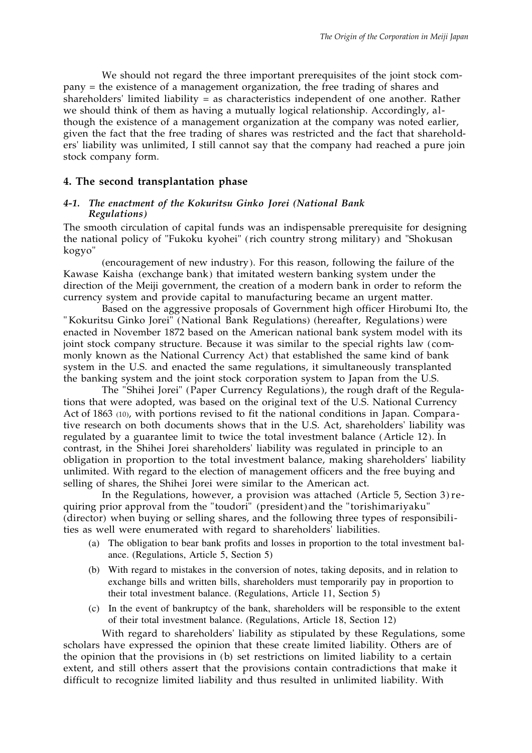We should not regard the three important prerequisites of the joint stock company = the existence of a management organization, the free trading of shares and shareholders' limited liability = as characteristics independent of one another. Rather we should think of them as having a mutually logical relationship. Accordingly, although the existence of a management organization at the company was noted earlier, given the fact that the free trading of shares was restricted and the fact that shareholders' liability was unlimited, I still cannot say that the company had reached a pure join stock company form.

## 4. The second transplantation phase

### *4-1. The enactment of the Kokuritsu Ginko Jorei (National Bank Regulations)*

The smooth circulation of capital funds was an indispensable prerequisite for designing the national policy of "Fukoku kyohei" (rich country strong military) and "Shokusan kogyo"

(encouragement of new industry). For this reason, following the failure of the Kawase Kaisha (exchange bank) that imitated western banking system under the direction of the Meiji government, the creation of a modern bank in order to reform the currency system and provide capital to manufacturing became an urgent matter.

Based on the aggressive proposals of Government high officer Hirobumi Ito, the "Kokuritsu Ginko Jorei" (National Bank Regulations) (hereafter, Regulations) were enacted in November 1872 based on the American national bank system model with its joint stock company structure. Because it was similar to the special rights law (commonly known as the National Currency Act) that established the same kind of bank system in the U.S. and enacted the same regulations, it simultaneously transplanted the banking system and the joint stock corporation system to Japan from the U.S.

The "Shihei Jorei" (Paper Currency Regulations), the rough draft of the Regulations that were adopted, was based on the original text of the U.S. National Currency Act of 1863 (10), with portions revised to fit the national conditions in Japan. Comparative research on both documents shows that in the U.S. Act, shareholders' liability was regulated by a guarantee limit to twice the total investment balance (Article 12). In contrast, in the Shihei Jorei shareholders' liability was regulated in principle to an obligation in proportion to the total investment balance, making shareholders' liability unlimited. With regard to the election of management officers and the free buying and selling of shares, the Shihei Jorei were similar to the American act.

In the Regulations, however, a provision was attached (Article 5, Section 3) requiring prior approval from the "toudori" (president) and the "torishimariyaku" (director) when buying or selling shares, and the following three types of responsibilities as well were enumerated with regard to shareholders' liabilities.

- (a) The obligation to bear bank profits and losses in proportion to the total investment balance. (Regulations, Article 5, Section 5)
- (b) With regard to mistakes in the conversion of notes, taking deposits, and in relation to exchange bills and written bills, shareholders must temporarily pay in proportion to their total investment balance. (Regulations, Article 11, Section 5)
- (c) In the event of bankruptcy of the bank, shareholders will be responsible to the extent of their total investment balance. (Regulations, Article 18, Section 12)

With regard to shareholders' liability as stipulated by these Regulations, some scholars have expressed the opinion that these create limited liability. Others are of the opinion that the provisions in (b) set restrictions on limited liability to a certain extent, and still others assert that the provisions contain contradictions that make it difficult to recognize limited liability and thus resulted in unlimited liability. With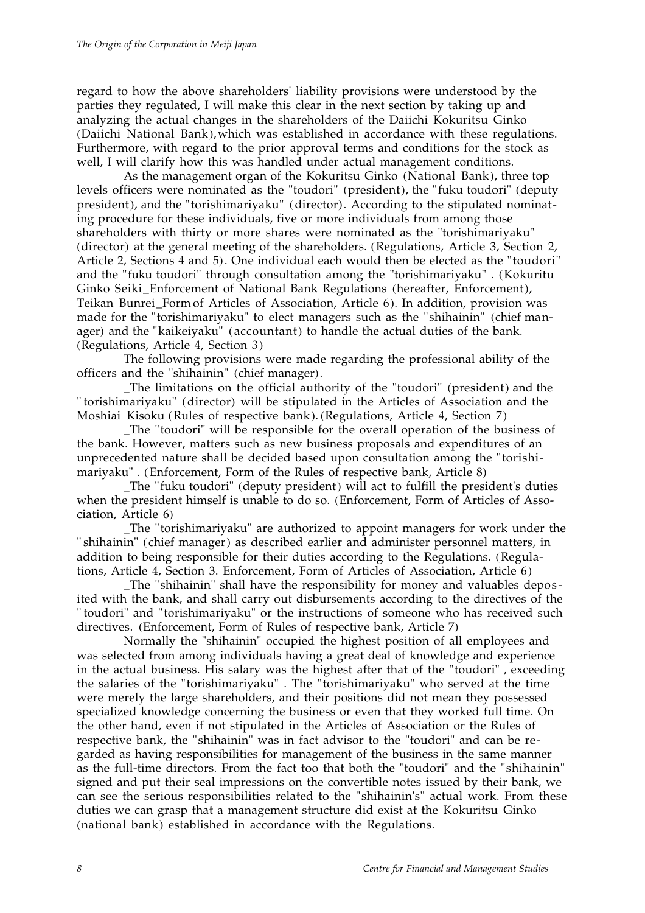regard to how the above shareholders' liability provisions were understood by the parties they regulated, I will make this clear in the next section by taking up and analyzing the actual changes in the shareholders of the Daiichi Kokuritsu Ginko (Daiichi National Bank),which was established in accordance with these regulations. Furthermore, with regard to the prior approval terms and conditions for the stock as well, I will clarify how this was handled under actual management conditions.

As the management organ of the Kokuritsu Ginko (National Bank), three top levels officers were nominated as the "toudori" (president), the "fuku toudori" (deputy president), and the "torishimariyaku" (director). According to the stipulated nominating procedure for these individuals, five or more individuals from among those shareholders with thirty or more shares were nominated as the "torishimariyaku" (director) at the general meeting of the shareholders. (Regulations, Article 3, Section 2, Article 2, Sections 4 and 5). One individual each would then be elected as the "toudori" and the "fuku toudori" through consultation among the "torishimariyaku" . (Kokuritu Ginko Seiki_Enforcement of National Bank Regulations (hereafter, Enforcement), Teikan Bunrei_Form of Articles of Association, Article 6). In addition, provision was made for the "torishimariyaku" to elect managers such as the "shihainin" (chief manager) and the "kaikeiyaku" (accountant) to handle the actual duties of the bank. (Regulations, Article 4, Section 3)

The following provisions were made regarding the professional ability of the officers and the "shihainin" (chief manager).

_The limitations on the official authority of the "toudori" (president) and the "torishimariyaku" (director) will be stipulated in the Articles of Association and the Moshiai Kisoku (Rules of respective bank). (Regulations, Article 4, Section 7)

_The "toudori" will be responsible for the overall operation of the business of the bank. However, matters such as new business proposals and expenditures of an unprecedented nature shall be decided based upon consultation among the "torishimariyaku" . (Enforcement, Form of the Rules of respective bank, Article 8)

_The "fuku toudori" (deputy president) will act to fulfill the president's duties when the president himself is unable to do so. (Enforcement, Form of Articles of Association, Article 6)

_The "torishimariyaku" are authorized to appoint managers for work under the "shihainin" (chief manager) as described earlier and administer personnel matters, in addition to being responsible for their duties according to the Regulations. (Regulations, Article 4, Section 3. Enforcement, Form of Articles of Association, Article 6)

_The "shihainin" shall have the responsibility for money and valuables deposited with the bank, and shall carry out disbursements according to the directives of the "toudori" and "torishimariyaku" or the instructions of someone who has received such directives. (Enforcement, Form of Rules of respective bank, Article 7)

Normally the "shihainin" occupied the highest position of all employees and was selected from among individuals having a great deal of knowledge and experience in the actual business. His salary was the highest after that of the "toudori" , exceeding the salaries of the "torishimariyaku" . The "torishimariyaku" who served at the time were merely the large shareholders, and their positions did not mean they possessed specialized knowledge concerning the business or even that they worked full time. On the other hand, even if not stipulated in the Articles of Association or the Rules of respective bank, the "shihainin" was in fact advisor to the "toudori" and can be regarded as having responsibilities for management of the business in the same manner as the full-time directors. From the fact too that both the "toudori" and the "shihainin" signed and put their seal impressions on the convertible notes issued by their bank, we can see the serious responsibilities related to the "shihainin's" actual work. From these duties we can grasp that a management structure did exist at the Kokuritsu Ginko (national bank) established in accordance with the Regulations.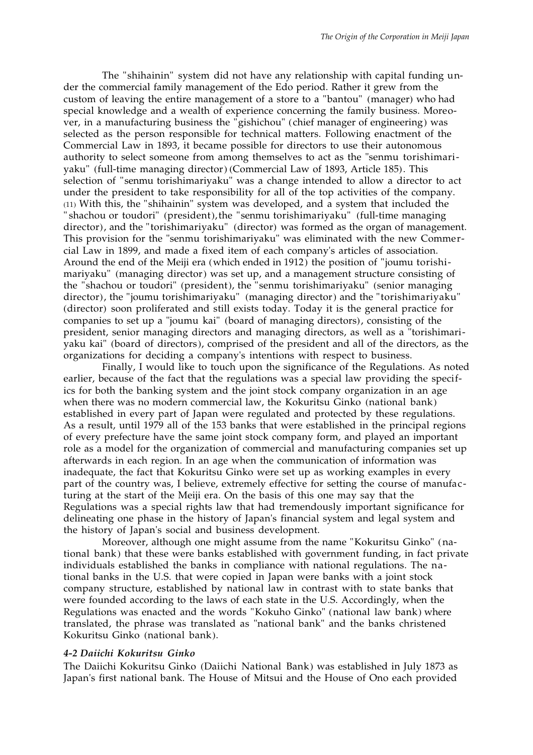The "shihainin" system did not have any relationship with capital funding under the commercial family management of the Edo period. Rather it grew from the custom of leaving the entire management of a store to a "bantou" (manager) who had special knowledge and a wealth of experience concerning the family business. Moreover, in a manufacturing business the "gishichou" (chief manager of engineering) was selected as the person responsible for technical matters. Following enactment of the Commercial Law in 1893, it became possible for directors to use their autonomous authority to select someone from among themselves to act as the "senmu torishimariyaku" (full-time managing director) (Commercial Law of 1893, Article 185). This selection of "senmu torishimariyaku" was a change intended to allow a director to act under the president to take responsibility for all of the top activities of the company. (11) With this, the "shihainin" system was developed, and a system that included the "shachou or toudori" (president), the "senmu torishimariyaku" (full-time managing director), and the "torishimariyaku" (director) was formed as the organ of management. This provision for the "senmu torishimariyaku" was eliminated with the new Commercial Law in 1899, and made a fixed item of each company's articles of association. Around the end of the Meiji era (which ended in 1912) the position of "joumu torishimariyaku" (managing director) was set up, and a management structure consisting of the "shachou or toudori" (president), the "senmu torishimariyaku" (senior managing director), the "joumu torishimariyaku" (managing director) and the "torishimariyaku" (director) soon proliferated and still exists today. Today it is the general practice for companies to set up a "joumu kai" (board of managing directors), consisting of the president, senior managing directors and managing directors, as well as a "torishimariyaku kai" (board of directors), comprised of the president and all of the directors, as the organizations for deciding a company's intentions with respect to business.

Finally, I would like to touch upon the significance of the Regulations. As noted earlier, because of the fact that the regulations was a special law providing the specifics for both the banking system and the joint stock company organization in an age when there was no modern commercial law, the Kokuritsu Ginko (national bank) established in every part of Japan were regulated and protected by these regulations. As a result, until 1979 all of the 153 banks that were established in the principal regions of every prefecture have the same joint stock company form, and played an important role as a model for the organization of commercial and manufacturing companies set up afterwards in each region. In an age when the communication of information was inadequate, the fact that Kokuritsu Ginko were set up as working examples in every part of the country was, I believe, extremely effective for setting the course of manufacturing at the start of the Meiji era. On the basis of this one may say that the Regulations was a special rights law that had tremendously important significance for delineating one phase in the history of Japan's financial system and legal system and the history of Japan's social and business development.

Moreover, although one might assume from the name "Kokuritsu Ginko" (national bank) that these were banks established with government funding, in fact private individuals established the banks in compliance with national regulations. The national banks in the U.S. that were copied in Japan were banks with a joint stock company structure, established by national law in contrast with to state banks that were founded according to the laws of each state in the U.S. Accordingly, when the Regulations was enacted and the words "Kokuho Ginko" (national law bank) where translated, the phrase was translated as "national bank" and the banks christened Kokuritsu Ginko (national bank).

#### *4-2 Daiichi Kokuritsu Ginko*

The Daiichi Kokuritsu Ginko (Daiichi National Bank) was established in July 1873 as Japan's first national bank. The House of Mitsui and the House of Ono each provided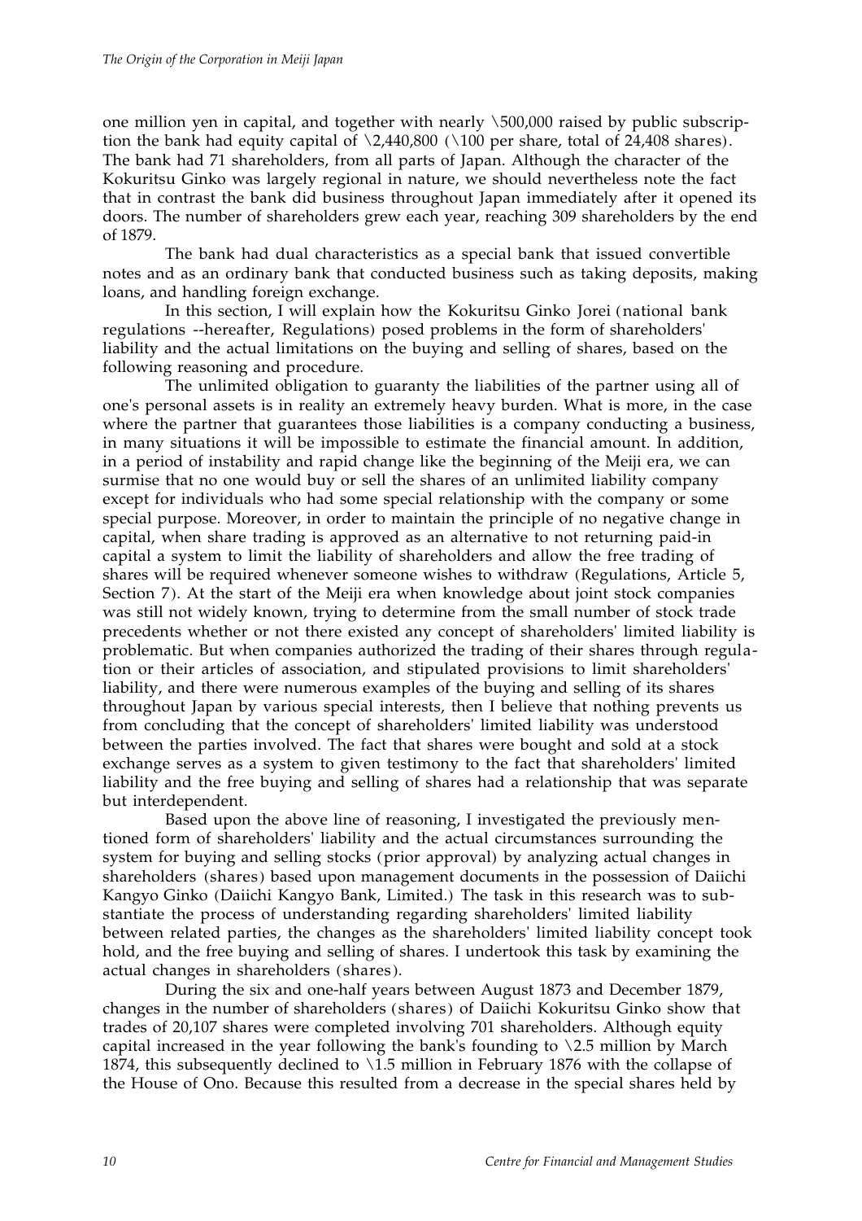one million yen in capital, and together with nearly \500,000 raised by public subscription the bank had equity capital of \2,440,800 (\100 per share, total of 24,408 shares). The bank had 71 shareholders, from all parts of Japan. Although the character of the Kokuritsu Ginko was largely regional in nature, we should nevertheless note the fact that in contrast the bank did business throughout Japan immediately after it opened its doors. The number of shareholders grew each year, reaching 309 shareholders by the end of 1879.

The bank had dual characteristics as a special bank that issued convertible notes and as an ordinary bank that conducted business such as taking deposits, making loans, and handling foreign exchange.

In this section, I will explain how the Kokuritsu Ginko Jorei (national bank regulations --hereafter, Regulations) posed problems in the form of shareholders' liability and the actual limitations on the buying and selling of shares, based on the following reasoning and procedure.

The unlimited obligation to guaranty the liabilities of the partner using all of one's personal assets is in reality an extremely heavy burden. What is more, in the case where the partner that guarantees those liabilities is a company conducting a business, in many situations it will be impossible to estimate the financial amount. In addition, in a period of instability and rapid change like the beginning of the Meiji era, we can surmise that no one would buy or sell the shares of an unlimited liability company except for individuals who had some special relationship with the company or some special purpose. Moreover, in order to maintain the principle of no negative change in capital, when share trading is approved as an alternative to not returning paid-in capital a system to limit the liability of shareholders and allow the free trading of shares will be required whenever someone wishes to withdraw (Regulations, Article 5, Section 7). At the start of the Meiji era when knowledge about joint stock companies was still not widely known, trying to determine from the small number of stock trade precedents whether or not there existed any concept of shareholders' limited liability is problematic. But when companies authorized the trading of their shares through regulation or their articles of association, and stipulated provisions to limit shareholders' liability, and there were numerous examples of the buying and selling of its shares throughout Japan by various special interests, then I believe that nothing prevents us from concluding that the concept of shareholders' limited liability was understood between the parties involved. The fact that shares were bought and sold at a stock exchange serves as a system to given testimony to the fact that shareholders' limited liability and the free buying and selling of shares had a relationship that was separate but interdependent.

Based upon the above line of reasoning, I investigated the previously mentioned form of shareholders' liability and the actual circumstances surrounding the system for buying and selling stocks (prior approval) by analyzing actual changes in shareholders (shares) based upon management documents in the possession of Daiichi Kangyo Ginko (Daiichi Kangyo Bank, Limited.) The task in this research was to substantiate the process of understanding regarding shareholders' limited liability between related parties, the changes as the shareholders' limited liability concept took hold, and the free buying and selling of shares. I undertook this task by examining the actual changes in shareholders (shares).

During the six and one-half years between August 1873 and December 1879, changes in the number of shareholders (shares) of Daiichi Kokuritsu Ginko show that trades of 20,107 shares were completed involving 701 shareholders. Although equity capital increased in the year following the bank's founding to \2.5 million by March 1874, this subsequently declined to \1.5 million in February 1876 with the collapse of the House of Ono. Because this resulted from a decrease in the special shares held by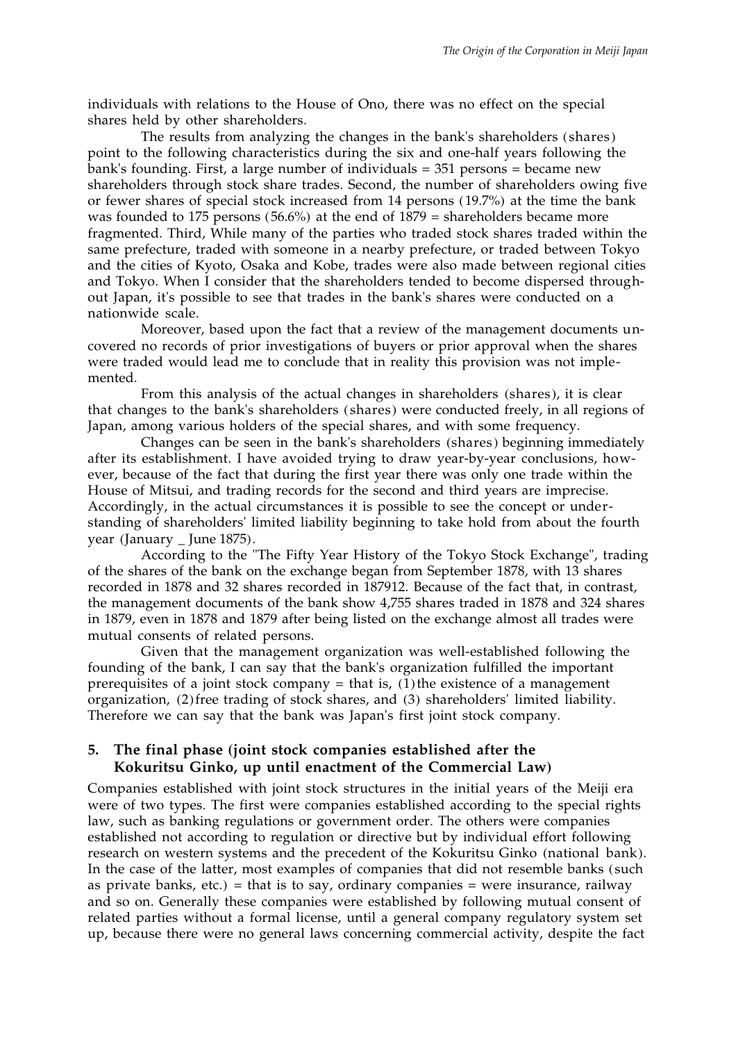individuals with relations to the House of Ono, there was no effect on the special shares held by other shareholders.

The results from analyzing the changes in the bank's shareholders (shares) point to the following characteristics during the six and one-half years following the bank's founding. First, a large number of individuals = 351 persons = became new shareholders through stock share trades. Second, the number of shareholders owing five or fewer shares of special stock increased from 14 persons (19.7%) at the time the bank was founded to 175 persons (56.6%) at the end of 1879 = shareholders became more fragmented. Third, While many of the parties who traded stock shares traded within the same prefecture, traded with someone in a nearby prefecture, or traded between Tokyo and the cities of Kyoto, Osaka and Kobe, trades were also made between regional cities and Tokyo. When I consider that the shareholders tended to become dispersed throughout Japan, it's possible to see that trades in the bank's shares were conducted on a nationwide scale.

Moreover, based upon the fact that a review of the management documents uncovered no records of prior investigations of buyers or prior approval when the shares were traded would lead me to conclude that in reality this provision was not implemented.

From this analysis of the actual changes in shareholders (shares), it is clear that changes to the bank's shareholders (shares) were conducted freely, in all regions of Japan, among various holders of the special shares, and with some frequency.

Changes can be seen in the bank's shareholders (shares) beginning immediately after its establishment. I have avoided trying to draw year-by-year conclusions, however, because of the fact that during the first year there was only one trade within the House of Mitsui, and trading records for the second and third years are imprecise. Accordingly, in the actual circumstances it is possible to see the concept or understanding of shareholders' limited liability beginning to take hold from about the fourth year (January _ June 1875).

According to the "The Fifty Year History of the Tokyo Stock Exchange", trading of the shares of the bank on the exchange began from September 1878, with 13 shares recorded in 1878 and 32 shares recorded in 187912. Because of the fact that, in contrast, the management documents of the bank show 4,755 shares traded in 1878 and 324 shares in 1879, even in 1878 and 1879 after being listed on the exchange almost all trades were mutual consents of related persons.

Given that the management organization was well-established following the founding of the bank, I can say that the bank's organization fulfilled the important prerequisites of a joint stock company = that is, (1) the existence of a management organization, (2) free trading of stock shares, and (3) shareholders' limited liability. Therefore we can say that the bank was Japan's first joint stock company.

## 5. The final phase (joint stock companies established after the Kokuritsu Ginko, up until enactment of the Commercial Law)

Companies established with joint stock structures in the initial years of the Meiji era were of two types. The first were companies established according to the special rights law, such as banking regulations or government order. The others were companies established not according to regulation or directive but by individual effort following research on western systems and the precedent of the Kokuritsu Ginko (national bank). In the case of the latter, most examples of companies that did not resemble banks (such as private banks, etc.) = that is to say, ordinary companies = were insurance, railway and so on. Generally these companies were established by following mutual consent of related parties without a formal license, until a general company regulatory system set up, because there were no general laws concerning commercial activity, despite the fact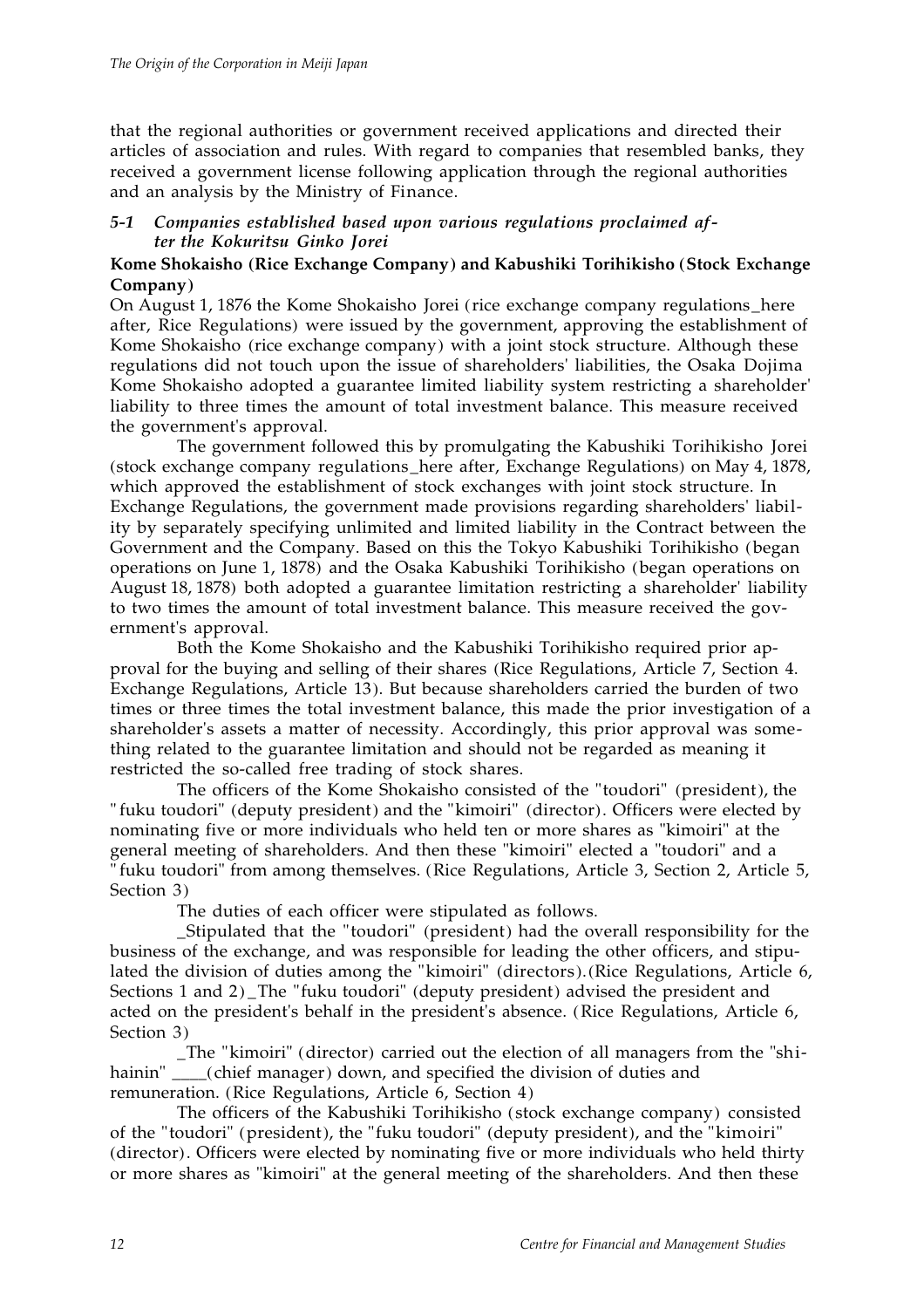that the regional authorities or government received applications and directed their articles of association and rules. With regard to companies that resembled banks, they received a government license following application through the regional authorities and an analysis by the Ministry of Finance.

### *5-1 Companies established based upon various regulations proclaimed after the Kokuritsu Ginko Jorei*

**Kome Shokaisho (Rice Exchange Company) and Kabushiki Torihikisho (Stock Exchange Company)**

On August 1, 1876 the Kome Shokaisho Jorei (rice exchange company regulations_here after, Rice Regulations) were issued by the government, approving the establishment of Kome Shokaisho (rice exchange company) with a joint stock structure. Although these regulations did not touch upon the issue of shareholders' liabilities, the Osaka Dojima Kome Shokaisho adopted a guarantee limited liability system restricting a shareholder' liability to three times the amount of total investment balance. This measure received the government's approval.

The government followed this by promulgating the Kabushiki Torihikisho Jorei (stock exchange company regulations_here after, Exchange Regulations) on May 4, 1878, which approved the establishment of stock exchanges with joint stock structure. In Exchange Regulations, the government made provisions regarding shareholders' liability by separately specifying unlimited and limited liability in the Contract between the Government and the Company. Based on this the Tokyo Kabushiki Torihikisho (began operations on June 1, 1878) and the Osaka Kabushiki Torihikisho (began operations on August 18, 1878) both adopted a guarantee limitation restricting a shareholder' liability to two times the amount of total investment balance. This measure received the government's approval.

Both the Kome Shokaisho and the Kabushiki Torihikisho required prior approval for the buying and selling of their shares (Rice Regulations, Article 7, Section 4. Exchange Regulations, Article 13). But because shareholders carried the burden of two times or three times the total investment balance, this made the prior investigation of a shareholder's assets a matter of necessity. Accordingly, this prior approval was something related to the guarantee limitation and should not be regarded as meaning it restricted the so-called free trading of stock shares.

The officers of the Kome Shokaisho consisted of the "toudori" (president), the "fuku toudori" (deputy president) and the "kimoiri" (director). Officers were elected by nominating five or more individuals who held ten or more shares as "kimoiri" at the general meeting of shareholders. And then these "kimoiri" elected a "toudori" and a "fuku toudori" from among themselves. (Rice Regulations, Article 3, Section 2, Article 5, Section 3)

The duties of each officer were stipulated as follows.

_Stipulated that the "toudori" (president) had the overall responsibility for the business of the exchange, and was responsible for leading the other officers, and stipulated the division of duties among the "kimoiri" (directors).(Rice Regulations, Article 6, Sections 1 and 2)_The "fuku toudori" (deputy president) advised the president and acted on the president's behalf in the president's absence. (Rice Regulations, Article 6, Section 3)

_The "kimoiri" (director) carried out the election of all managers from the "shihainin" ____(chief manager) down, and specified the division of duties and remuneration. (Rice Regulations, Article 6, Section 4)

The officers of the Kabushiki Torihikisho (stock exchange company) consisted of the "toudori" (president), the "fuku toudori" (deputy president), and the "kimoiri" (director). Officers were elected by nominating five or more individuals who held thirty or more shares as "kimoiri" at the general meeting of the shareholders. And then these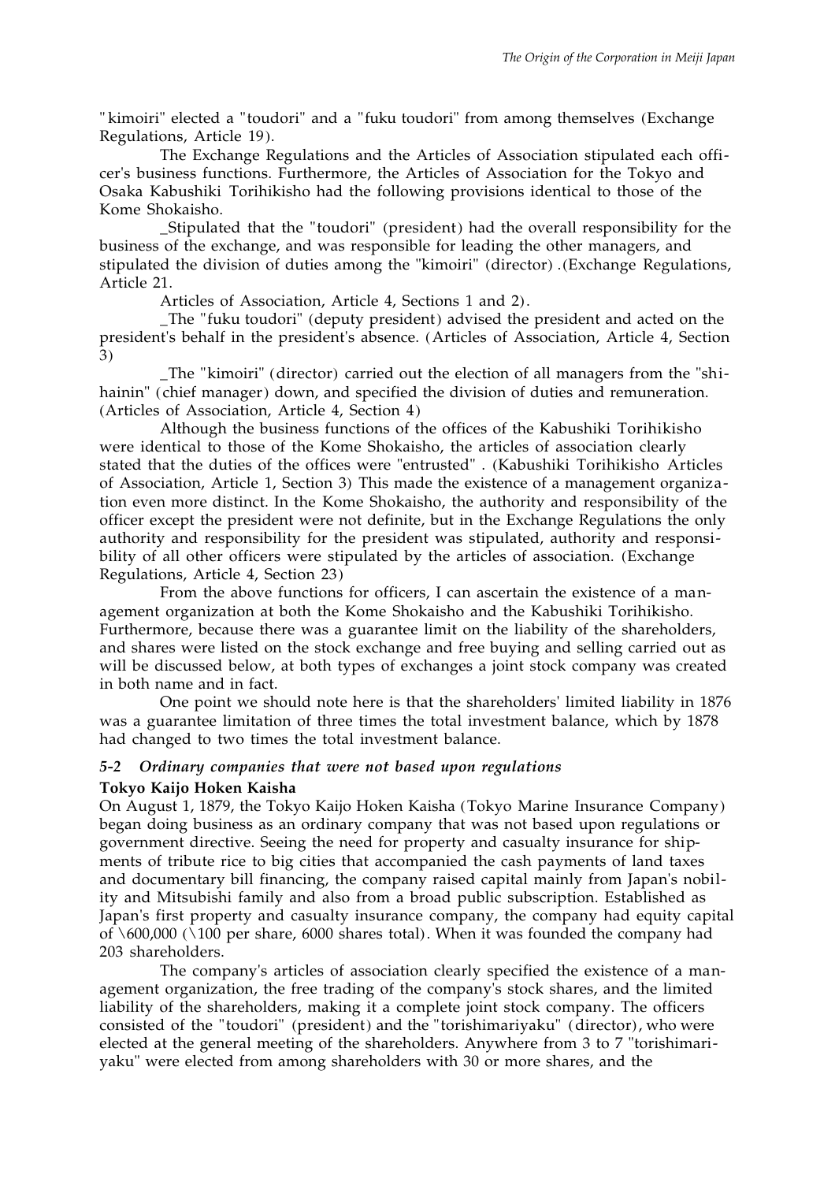"kimoiri" elected a "toudori" and a "fuku toudori" from among themselves (Exchange Regulations, Article 19).

The Exchange Regulations and the Articles of Association stipulated each officer's business functions. Furthermore, the Articles of Association for the Tokyo and Osaka Kabushiki Torihikisho had the following provisions identical to those of the Kome Shokaisho.

_Stipulated that the "toudori" (president) had the overall responsibility for the business of the exchange, and was responsible for leading the other managers, and stipulated the division of duties among the "kimoiri" (director) .(Exchange Regulations, Article 21.

Articles of Association, Article 4, Sections 1 and 2).

_The "fuku toudori" (deputy president) advised the president and acted on the president's behalf in the president's absence. (Articles of Association, Article 4, Section 3)

_The "kimoiri" (director) carried out the election of all managers from the "shihainin" (chief manager) down, and specified the division of duties and remuneration. (Articles of Association, Article 4, Section 4)

Although the business functions of the offices of the Kabushiki Torihikisho were identical to those of the Kome Shokaisho, the articles of association clearly stated that the duties of the offices were "entrusted" . (Kabushiki Torihikisho Articles of Association, Article 1, Section 3) This made the existence of a management organization even more distinct. In the Kome Shokaisho, the authority and responsibility of the officer except the president were not definite, but in the Exchange Regulations the only authority and responsibility for the president was stipulated, authority and responsibility of all other officers were stipulated by the articles of association. (Exchange Regulations, Article 4, Section 23)

From the above functions for officers, I can ascertain the existence of a management organization at both the Kome Shokaisho and the Kabushiki Torihikisho. Furthermore, because there was a guarantee limit on the liability of the shareholders, and shares were listed on the stock exchange and free buying and selling carried out as will be discussed below, at both types of exchanges a joint stock company was created in both name and in fact.

One point we should note here is that the shareholders' limited liability in 1876 was a guarantee limitation of three times the total investment balance, which by 1878 had changed to two times the total investment balance.

### 5-2 *Ordinary companies that were not based upon regulations*

**Tokyo Kaijo Hoken Kaisha**

On August 1, 1879, the Tokyo Kaijo Hoken Kaisha (Tokyo Marine Insurance Company) began doing business as an ordinary company that was not based upon regulations or government directive. Seeing the need for property and casualty insurance for shipments of tribute rice to big cities that accompanied the cash payments of land taxes and documentary bill financing, the company raised capital mainly from Japan's nobility and Mitsubishi family and also from a broad public subscription. Established as Japan's first property and casualty insurance company, the company had equity capital of \600,000 (\100 per share, 6000 shares total). When it was founded the company had 203 shareholders.

The company's articles of association clearly specified the existence of a management organization, the free trading of the company's stock shares, and the limited liability of the shareholders, making it a complete joint stock company. The officers consisted of the "toudori" (president) and the "torishimariyaku" (director), who were elected at the general meeting of the shareholders. Anywhere from 3 to 7 "torishimariyaku" were elected from among shareholders with 30 or more shares, and the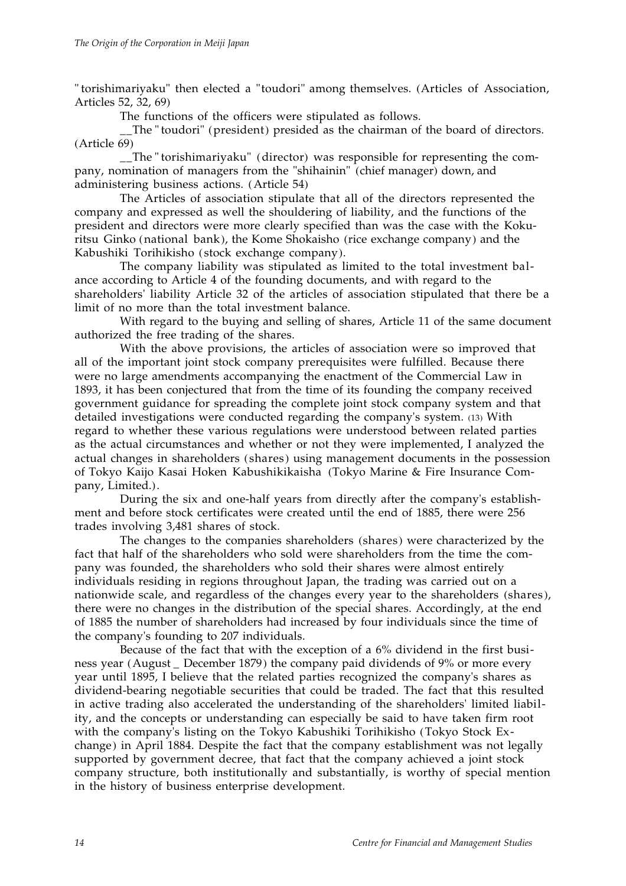"torishimariyaku" then elected a "toudori" among themselves. (Articles of Association, Articles 52, 32, 69)

The functions of the officers were stipulated as follows.

__The "toudori" (president) presided as the chairman of the board of directors. (Article 69)

__The "torishimariyaku" (director) was responsible for representing the company, nomination of managers from the "shihainin" (chief manager) down, and administering business actions. (Article 54)

The Articles of association stipulate that all of the directors represented the company and expressed as well the shouldering of liability, and the functions of the president and directors were more clearly specified than was the case with the Kokuritsu Ginko (national bank), the Kome Shokaisho (rice exchange company) and the Kabushiki Torihikisho (stock exchange company).

The company liability was stipulated as limited to the total investment balance according to Article 4 of the founding documents, and with regard to the shareholders' liability Article 32 of the articles of association stipulated that there be a limit of no more than the total investment balance.

With regard to the buying and selling of shares, Article 11 of the same document authorized the free trading of the shares.

With the above provisions, the articles of association were so improved that all of the important joint stock company prerequisites were fulfilled. Because there were no large amendments accompanying the enactment of the Commercial Law in 1893, it has been conjectured that from the time of its founding the company received government guidance for spreading the complete joint stock company system and that detailed investigations were conducted regarding the company's system. (13) With regard to whether these various regulations were understood between related parties as the actual circumstances and whether or not they were implemented, I analyzed the actual changes in shareholders (shares) using management documents in the possession of Tokyo Kaijo Kasai Hoken Kabushikikaisha (Tokyo Marine & Fire Insurance Company, Limited.).

During the six and one-half years from directly after the company's establishment and before stock certificates were created until the end of 1885, there were 256 trades involving 3,481 shares of stock.

The changes to the companies shareholders (shares) were characterized by the fact that half of the shareholders who sold were shareholders from the time the company was founded, the shareholders who sold their shares were almost entirely individuals residing in regions throughout Japan, the trading was carried out on a nationwide scale, and regardless of the changes every year to the shareholders (shares), there were no changes in the distribution of the special shares. Accordingly, at the end of 1885 the number of shareholders had increased by four individuals since the time of the company's founding to 207 individuals.

Because of the fact that with the exception of a 6% dividend in the first business year (August _ December 1879) the company paid dividends of 9% or more every year until 1895, I believe that the related parties recognized the company's shares as dividend-bearing negotiable securities that could be traded. The fact that this resulted in active trading also accelerated the understanding of the shareholders' limited liability, and the concepts or understanding can especially be said to have taken firm root with the company's listing on the Tokyo Kabushiki Torihikisho (Tokyo Stock Exchange) in April 1884. Despite the fact that the company establishment was not legally supported by government decree, that fact that the company achieved a joint stock company structure, both institutionally and substantially, is worthy of special mention in the history of business enterprise development.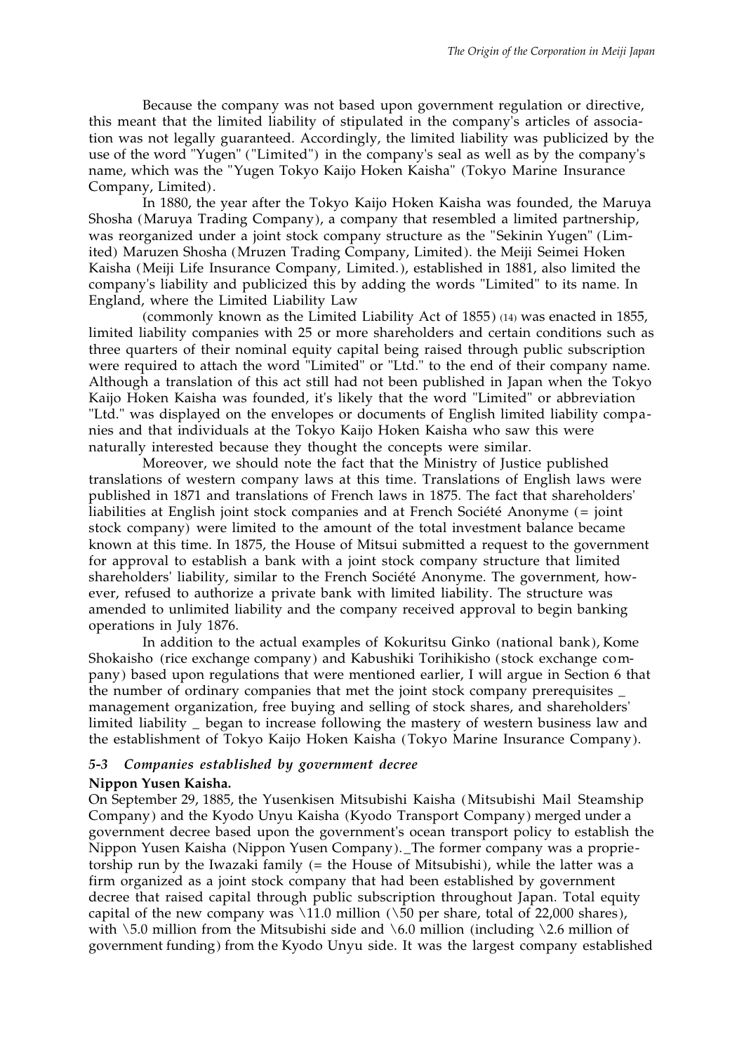Because the company was not based upon government regulation or directive, this meant that the limited liability of stipulated in the company's articles of association was not legally guaranteed. Accordingly, the limited liability was publicized by the use of the word "Yugen" ("Limited") in the company's seal as well as by the company's name, which was the "Yugen Tokyo Kaijo Hoken Kaisha" (Tokyo Marine Insurance Company, Limited).

In 1880, the year after the Tokyo Kaijo Hoken Kaisha was founded, the Maruya Shosha (Maruya Trading Company), a company that resembled a limited partnership, was reorganized under a joint stock company structure as the "Sekinin Yugen" (Limited) Maruzen Shosha (Mruzen Trading Company, Limited). the Meiji Seimei Hoken Kaisha (Meiji Life Insurance Company, Limited.), established in 1881, also limited the company's liability and publicized this by adding the words "Limited" to its name. In England, where the Limited Liability Law

(commonly known as the Limited Liability Act of 1855) (14) was enacted in 1855, limited liability companies with 25 or more shareholders and certain conditions such as three quarters of their nominal equity capital being raised through public subscription were required to attach the word "Limited" or "Ltd." to the end of their company name. Although a translation of this act still had not been published in Japan when the Tokyo Kaijo Hoken Kaisha was founded, it's likely that the word "Limited" or abbreviation "Ltd." was displayed on the envelopes or documents of English limited liability companies and that individuals at the Tokyo Kaijo Hoken Kaisha who saw this were naturally interested because they thought the concepts were similar.

Moreover, we should note the fact that the Ministry of Justice published translations of western company laws at this time. Translations of English laws were published in 1871 and translations of French laws in 1875. The fact that shareholders' liabilities at English joint stock companies and at French Société Anonyme (= joint stock company) were limited to the amount of the total investment balance became known at this time. In 1875, the House of Mitsui submitted a request to the government for approval to establish a bank with a joint stock company structure that limited shareholders' liability, similar to the French Société Anonyme. The government, however, refused to authorize a private bank with limited liability. The structure was amended to unlimited liability and the company received approval to begin banking operations in July 1876.

In addition to the actual examples of Kokuritsu Ginko (national bank), Kome Shokaisho (rice exchange company) and Kabushiki Torihikisho (stock exchange company) based upon regulations that were mentioned earlier, I will argue in Section 6 that the number of ordinary companies that met the joint stock company prerequisites _ management organization, free buying and selling of stock shares, and shareholders' limited liability _ began to increase following the mastery of western business law and the establishment of Tokyo Kaijo Hoken Kaisha (Tokyo Marine Insurance Company).

### *5-3 Companies established by government decree*

**Nippon Yusen Kaisha.**

On September 29, 1885, the Yusenkisen Mitsubishi Kaisha (Mitsubishi Mail Steamship Company) and the Kyodo Unyu Kaisha (Kyodo Transport Company) merged under a government decree based upon the government's ocean transport policy to establish the Nippon Yusen Kaisha (Nippon Yusen Company). The former company was a proprietorship run by the Iwazaki family (= the House of Mitsubishi), while the latter was a firm organized as a joint stock company that had been established by government decree that raised capital through public subscription throughout Japan. Total equity capital of the new company was \11.0 million (\50 per share, total of 22,000 shares), with \5.0 million from the Mitsubishi side and \6.0 million (including \2.6 million of government funding) from the Kyodo Unyu side. It was the largest company established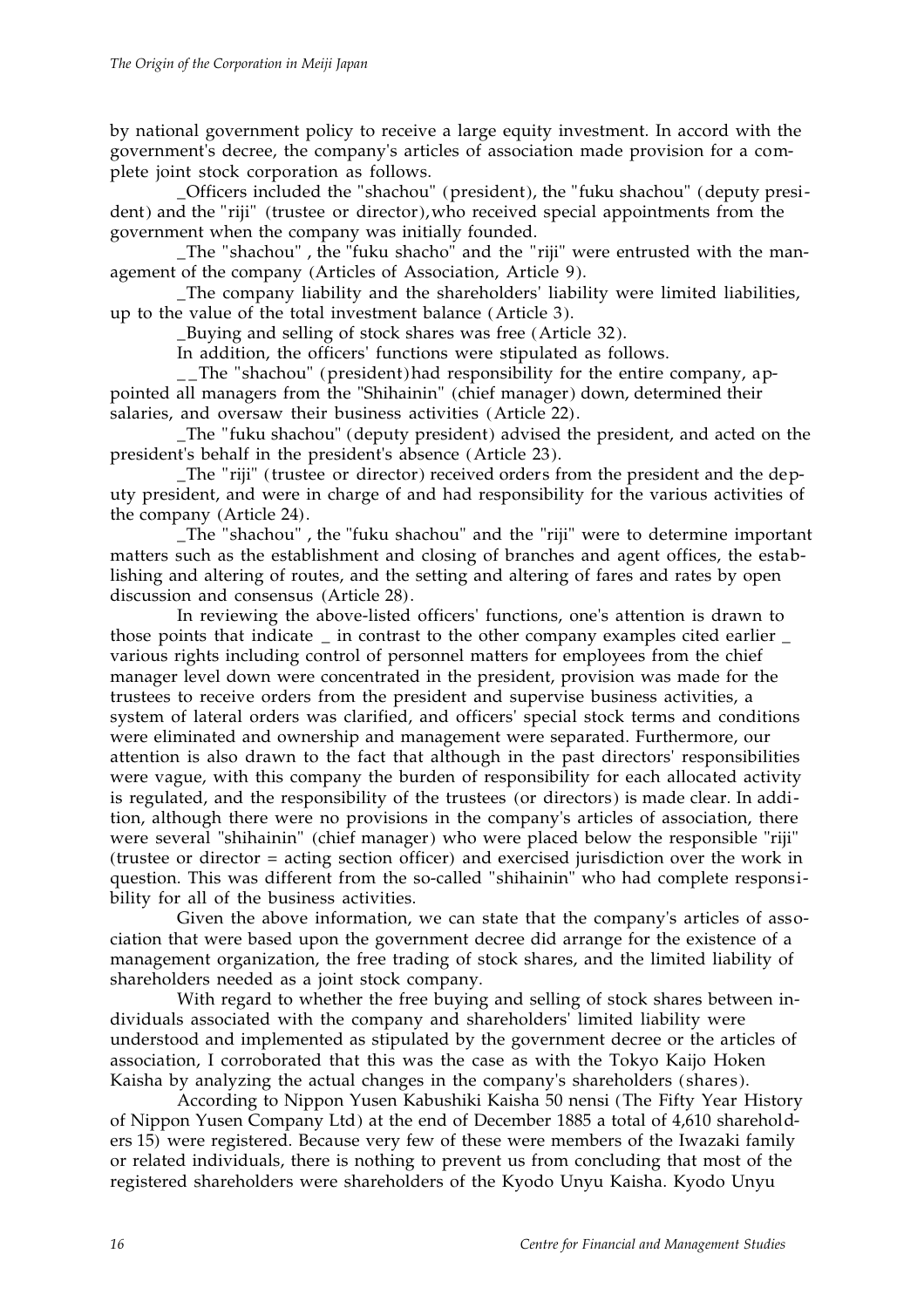by national government policy to receive a large equity investment. In accord with the government's decree, the company's articles of association made provision for a complete joint stock corporation as follows.

_Officers included the "shachou" (president), the "fuku shachou" (deputy president) and the "riji" (trustee or director),who received special appointments from the government when the company was initially founded.

_The "shachou" , the "fuku shacho" and the "riji" were entrusted with the management of the company (Articles of Association, Article 9).

_The company liability and the shareholders' liability were limited liabilities, up to the value of the total investment balance (Article 3).

_Buying and selling of stock shares was free (Article 32).

In addition, the officers' functions were stipulated as follows.

__The "shachou" (president)had responsibility for the entire company, appointed all managers from the "Shihainin" (chief manager) down, determined their salaries, and oversaw their business activities (Article 22).

_The "fuku shachou" (deputy president) advised the president, and acted on the president's behalf in the president's absence (Article 23).

_The "riji" (trustee or director) received orders from the president and the deputy president, and were in charge of and had responsibility for the various activities of the company (Article 24).

_The "shachou" , the "fuku shachou" and the "riji" were to determine important matters such as the establishment and closing of branches and agent offices, the establishing and altering of routes, and the setting and altering of fares and rates by open discussion and consensus (Article 28).

In reviewing the above-listed officers' functions, one's attention is drawn to those points that indicate _ in contrast to the other company examples cited earlier _ various rights including control of personnel matters for employees from the chief manager level down were concentrated in the president, provision was made for the trustees to receive orders from the president and supervise business activities, a system of lateral orders was clarified, and officers' special stock terms and conditions were eliminated and ownership and management were separated. Furthermore, our attention is also drawn to the fact that although in the past directors' responsibilities were vague, with this company the burden of responsibility for each allocated activity is regulated, and the responsibility of the trustees (or directors) is made clear. In addition, although there were no provisions in the company's articles of association, there were several "shihainin" (chief manager) who were placed below the responsible "riji" (trustee or director = acting section officer) and exercised jurisdiction over the work in question. This was different from the so-called "shihainin" who had complete responsibility for all of the business activities.

Given the above information, we can state that the company's articles of association that were based upon the government decree did arrange for the existence of a management organization, the free trading of stock shares, and the limited liability of shareholders needed as a joint stock company.

With regard to whether the free buying and selling of stock shares between individuals associated with the company and shareholders' limited liability were understood and implemented as stipulated by the government decree or the articles of association, I corroborated that this was the case as with the Tokyo Kaijo Hoken Kaisha by analyzing the actual changes in the company's shareholders (shares).

According to Nippon Yusen Kabushiki Kaisha 50 nensi (The Fifty Year History of Nippon Yusen Company Ltd) at the end of December 1885 a total of 4,610 shareholders 15) were registered. Because very few of these were members of the Iwazaki family or related individuals, there is nothing to prevent us from concluding that most of the registered shareholders were shareholders of the Kyodo Unyu Kaisha. Kyodo Unyu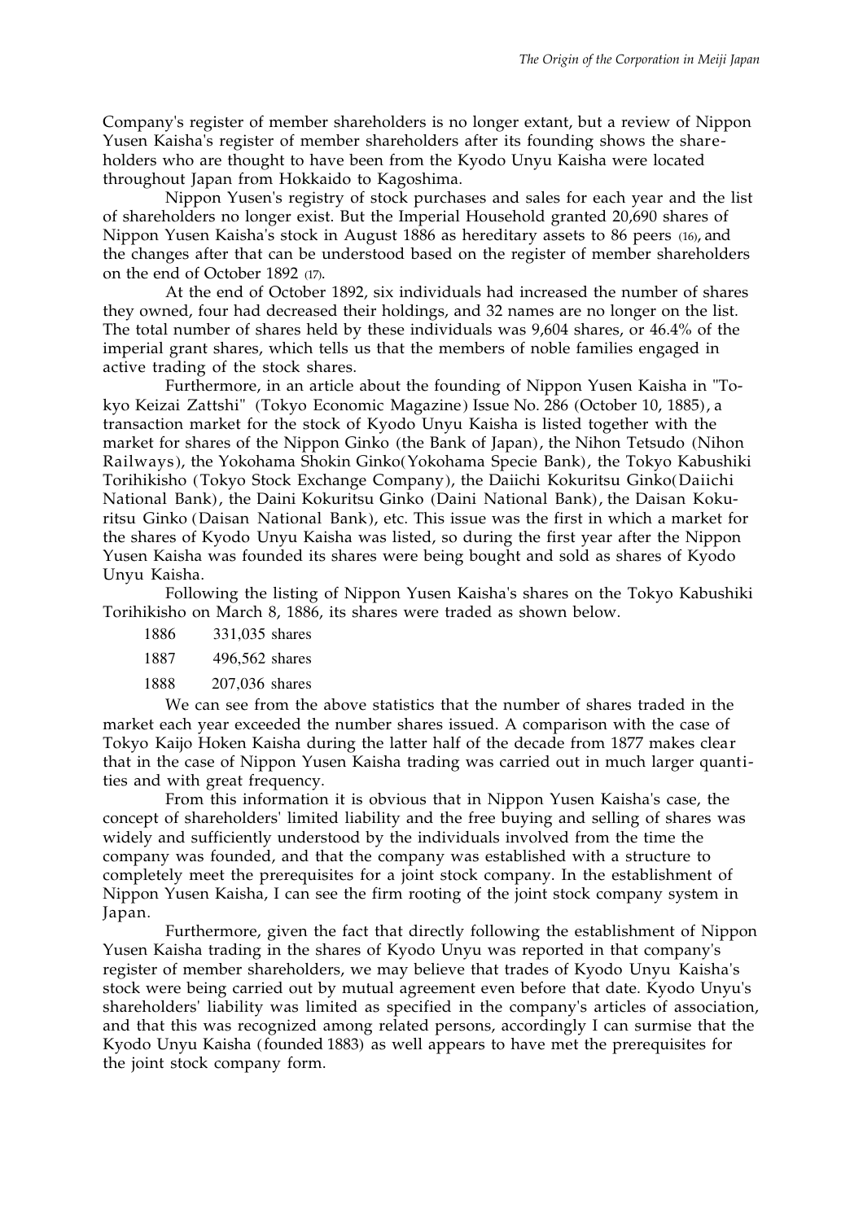Company's register of member shareholders is no longer extant, but a review of Nippon Yusen Kaisha's register of member shareholders after its founding shows the shareholders who are thought to have been from the Kyodo Unyu Kaisha were located throughout Japan from Hokkaido to Kagoshima.

Nippon Yusen's registry of stock purchases and sales for each year and the list of shareholders no longer exist. But the Imperial Household granted 20,690 shares of Nippon Yusen Kaisha's stock in August 1886 as hereditary assets to 86 peers (16), and the changes after that can be understood based on the register of member shareholders on the end of October 1892 (17).

At the end of October 1892, six individuals had increased the number of shares they owned, four had decreased their holdings, and 32 names are no longer on the list. The total number of shares held by these individuals was 9,604 shares, or 46.4% of the imperial grant shares, which tells us that the members of noble families engaged in active trading of the stock shares.

Furthermore, in an article about the founding of Nippon Yusen Kaisha in "Tokyo Keizai Zattshi" (Tokyo Economic Magazine) Issue No. 286 (October 10, 1885), a transaction market for the stock of Kyodo Unyu Kaisha is listed together with the market for shares of the Nippon Ginko (the Bank of Japan), the Nihon Tetsudo (Nihon Railways), the Yokohama Shokin Ginko(Yokohama Specie Bank), the Tokyo Kabushiki Torihikisho (Tokyo Stock Exchange Company), the Daiichi Kokuritsu Ginko(Daiichi National Bank), the Daini Kokuritsu Ginko (Daini National Bank), the Daisan Kokuritsu Ginko (Daisan National Bank), etc. This issue was the first in which a market for the shares of Kyodo Unyu Kaisha was listed, so during the first year after the Nippon Yusen Kaisha was founded its shares were being bought and sold as shares of Kyodo Unyu Kaisha.

Following the listing of Nippon Yusen Kaisha's shares on the Tokyo Kabushiki Torihikisho on March 8, 1886, its shares were traded as shown below.

1886 331,035 shares

1887 496,562 shares

1888 207,036 shares

We can see from the above statistics that the number of shares traded in the market each year exceeded the number shares issued. A comparison with the case of Tokyo Kaijo Hoken Kaisha during the latter half of the decade from 1877 makes clear that in the case of Nippon Yusen Kaisha trading was carried out in much larger quantities and with great frequency.

From this information it is obvious that in Nippon Yusen Kaisha's case, the concept of shareholders' limited liability and the free buying and selling of shares was widely and sufficiently understood by the individuals involved from the time the company was founded, and that the company was established with a structure to completely meet the prerequisites for a joint stock company. In the establishment of Nippon Yusen Kaisha, I can see the firm rooting of the joint stock company system in Japan.

Furthermore, given the fact that directly following the establishment of Nippon Yusen Kaisha trading in the shares of Kyodo Unyu was reported in that company's register of member shareholders, we may believe that trades of Kyodo Unyu Kaisha's stock were being carried out by mutual agreement even before that date. Kyodo Unyu's shareholders' liability was limited as specified in the company's articles of association, and that this was recognized among related persons, accordingly I can surmise that the Kyodo Unyu Kaisha (founded 1883) as well appears to have met the prerequisites for the joint stock company form.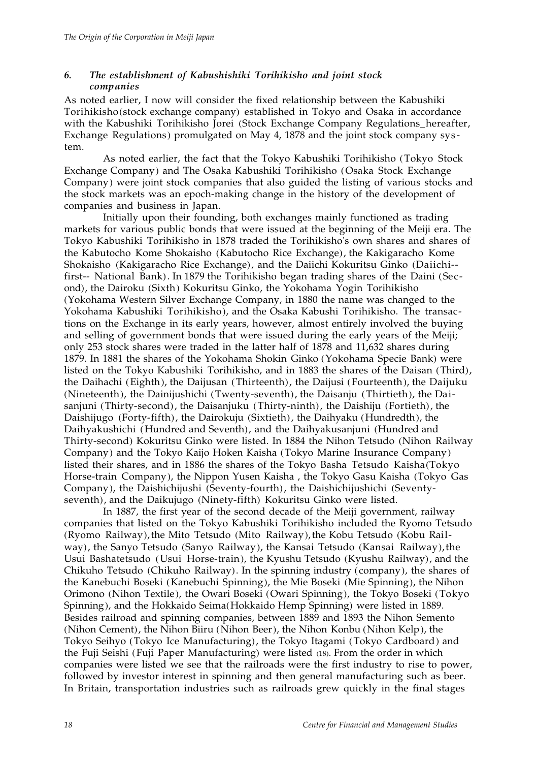### *6. The establishment of Kabushishiki Torihikisho and joint stock companies*

As noted earlier, I now will consider the fixed relationship between the Kabushiki Torihikisho(stock exchange company) established in Tokyo and Osaka in accordance with the Kabushiki Torihikisho Jorei (Stock Exchange Company Regulations_hereafter, Exchange Regulations) promulgated on May 4, 1878 and the joint stock company system.

As noted earlier, the fact that the Tokyo Kabushiki Torihikisho (Tokyo Stock Exchange Company) and The Osaka Kabushiki Torihikisho (Osaka Stock Exchange Company) were joint stock companies that also guided the listing of various stocks and the stock markets was an epoch-making change in the history of the development of companies and business in Japan.

Initially upon their founding, both exchanges mainly functioned as trading markets for various public bonds that were issued at the beginning of the Meiji era. The Tokyo Kabushiki Torihikisho in 1878 traded the Torihikisho's own shares and shares of the Kabutocho Kome Shokaisho (Kabutocho Rice Exchange), the Kakigaracho Kome Shokaisho (Kakigaracho Rice Exchange), and the Daiichi Kokuritsu Ginko (Daiichi--first-- National Bank). In 1879 the Torihikisho began trading shares of the Daini (Second), the Dairoku (Sixth) Kokuritsu Ginko, the Yokohama Yogin Torihikisho (Yokohama Western Silver Exchange Company, in 1880 the name was changed to the Yokohama Kabushiki Torihikisho), and the Osaka Kabushi Torihikisho. The transactions on the Exchange in its early years, however, almost entirely involved the buying and selling of government bonds that were issued during the early years of the Meiji; only 253 stock shares were traded in the latter half of 1878 and 11,632 shares during 1879. In 1881 the shares of the Yokohama Shokin Ginko (Yokohama Specie Bank) were listed on the Tokyo Kabushiki Torihikisho, and in 1883 the shares of the Daisan (Third), the Daihachi (Eighth), the Daijusan (Thirteenth), the Daijusi (Fourteenth), the Daijuku (Nineteenth), the Dainijushichi (Twenty-seventh), the Daisanju (Thirtieth), the Daisanjuni (Thirty-second), the Daisanjuku (Thirty-ninth), the Daishiju (Fortieth), the Daishijugo (Forty-fifth), the Dairokuju (Sixtieth), the Daihyaku (Hundredth), the Daihyakushichi (Hundred and Seventh), and the Daihyakusanjuni (Hundred and Thirty-second) Kokuritsu Ginko were listed. In 1884 the Nihon Tetsudo (Nihon Railway Company) and the Tokyo Kaijo Hoken Kaisha (Tokyo Marine Insurance Company) listed their shares, and in 1886 the shares of the Tokyo Basha Tetsudo Kaisha(Tokyo Horse-train Company), the Nippon Yusen Kaisha , the Tokyo Gasu Kaisha (Tokyo Gas Company), the Daishichijushi (Seventy-fourth), the Daishichijushichi (Seventy-seventh), and the Daikujugo (Ninety-fifth) Kokuritsu Ginko were listed.

In 1887, the first year of the second decade of the Meiji government, railway companies that listed on the Tokyo Kabushiki Torihikisho included the Ryomo Tetsudo (Ryomo Railway),the Mito Tetsudo (Mito Railway),the Kobu Tetsudo (Kobu Railway), the Sanyo Tetsudo (Sanyo Railway), the Kansai Tetsudo (Kansai Railway),the Usui Bashatetsudo (Usui Horse-train), the Kyushu Tetsudo (Kyushu Railway), and the Chikuho Tetsudo (Chikuho Railway). In the spinning industry (company), the shares of the Kanebuchi Boseki (Kanebuchi Spinning), the Mie Boseki (Mie Spinning), the Nihon Orimono (Nihon Textile), the Owari Boseki (Owari Spinning), the Tokyo Boseki (Tokyo Spinning), and the Hokkaido Seima(Hokkaido Hemp Spinning) were listed in 1889. Besides railroad and spinning companies, between 1889 and 1893 the Nihon Semento (Nihon Cement), the Nihon Biiru (Nihon Beer), the Nihon Konbu (Nihon Kelp), the Tokyo Seihyo (Tokyo Ice Manufacturing), the Tokyo Itagami (Tokyo Cardboard) and the Fuji Seishi (Fuji Paper Manufacturing) were listed (18). From the order in which companies were listed we see that the railroads were the first industry to rise to power, followed by investor interest in spinning and then general manufacturing such as beer. In Britain, transportation industries such as railroads grew quickly in the final stages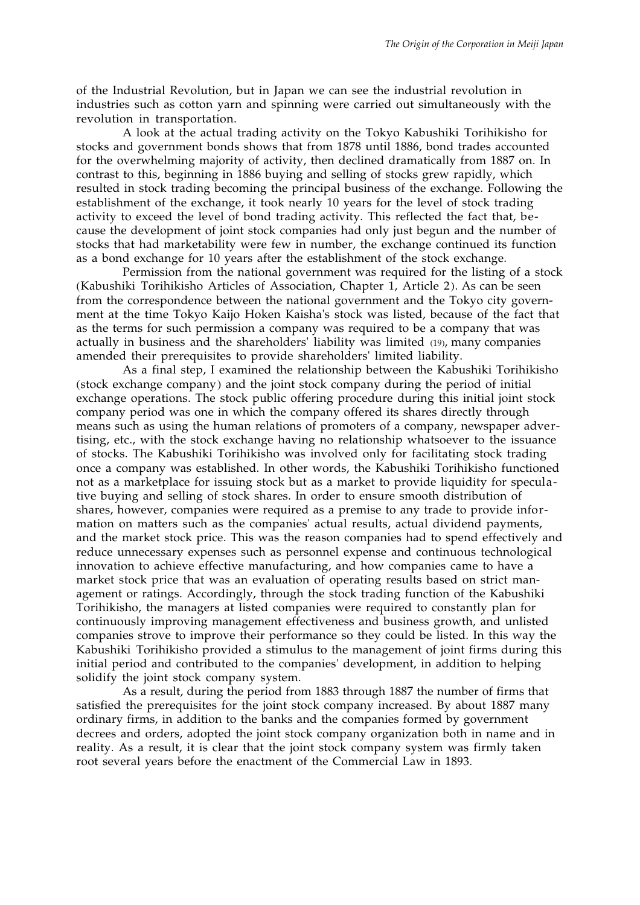of the Industrial Revolution, but in Japan we can see the industrial revolution in industries such as cotton yarn and spinning were carried out simultaneously with the revolution in transportation.

A look at the actual trading activity on the Tokyo Kabushiki Torihikisho for stocks and government bonds shows that from 1878 until 1886, bond trades accounted for the overwhelming majority of activity, then declined dramatically from 1887 on. In contrast to this, beginning in 1886 buying and selling of stocks grew rapidly, which resulted in stock trading becoming the principal business of the exchange. Following the establishment of the exchange, it took nearly 10 years for the level of stock trading activity to exceed the level of bond trading activity. This reflected the fact that, because the development of joint stock companies had only just begun and the number of stocks that had marketability were few in number, the exchange continued its function as a bond exchange for 10 years after the establishment of the stock exchange.

Permission from the national government was required for the listing of a stock (Kabushiki Torihikisho Articles of Association, Chapter 1, Article 2). As can be seen from the correspondence between the national government and the Tokyo city government at the time Tokyo Kaijo Hoken Kaisha's stock was listed, because of the fact that as the terms for such permission a company was required to be a company that was actually in business and the shareholders' liability was limited (19), many companies amended their prerequisites to provide shareholders' limited liability.

As a final step, I examined the relationship between the Kabushiki Torihikisho (stock exchange company) and the joint stock company during the period of initial exchange operations. The stock public offering procedure during this initial joint stock company period was one in which the company offered its shares directly through means such as using the human relations of promoters of a company, newspaper advertising, etc., with the stock exchange having no relationship whatsoever to the issuance of stocks. The Kabushiki Torihikisho was involved only for facilitating stock trading once a company was established. In other words, the Kabushiki Torihikisho functioned not as a marketplace for issuing stock but as a market to provide liquidity for speculative buying and selling of stock shares. In order to ensure smooth distribution of shares, however, companies were required as a premise to any trade to provide information on matters such as the companies' actual results, actual dividend payments, and the market stock price. This was the reason companies had to spend effectively and reduce unnecessary expenses such as personnel expense and continuous technological innovation to achieve effective manufacturing, and how companies came to have a market stock price that was an evaluation of operating results based on strict management or ratings. Accordingly, through the stock trading function of the Kabushiki Torihikisho, the managers at listed companies were required to constantly plan for continuously improving management effectiveness and business growth, and unlisted companies strove to improve their performance so they could be listed. In this way the Kabushiki Torihikisho provided a stimulus to the management of joint firms during this initial period and contributed to the companies' development, in addition to helping solidify the joint stock company system.

As a result, during the period from 1883 through 1887 the number of firms that satisfied the prerequisites for the joint stock company increased. By about 1887 many ordinary firms, in addition to the banks and the companies formed by government decrees and orders, adopted the joint stock company organization both in name and in reality. As a result, it is clear that the joint stock company system was firmly taken root several years before the enactment of the Commercial Law in 1893.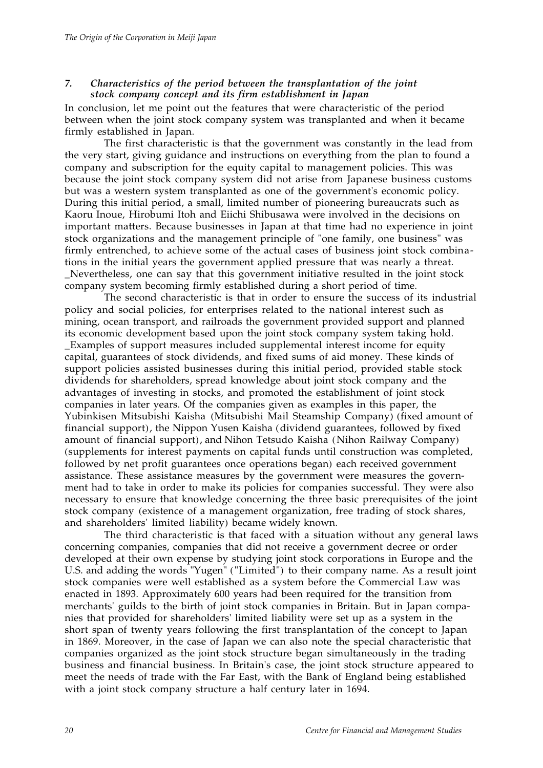### *7. Characteristics of the period between the transplantation of the joint stock company concept and its firm establishment in Japan*

In conclusion, let me point out the features that were characteristic of the period between when the joint stock company system was transplanted and when it became firmly established in Japan.

The first characteristic is that the government was constantly in the lead from the very start, giving guidance and instructions on everything from the plan to found a company and subscription for the equity capital to management policies. This was because the joint stock company system did not arise from Japanese business customs but was a western system transplanted as one of the government's economic policy. During this initial period, a small, limited number of pioneering bureaucrats such as Kaoru Inoue, Hirobumi Itoh and Eiichi Shibusawa were involved in the decisions on important matters. Because businesses in Japan at that time had no experience in joint stock organizations and the management principle of "one family, one business" was firmly entrenched, to achieve some of the actual cases of business joint stock combinations in the initial years the government applied pressure that was nearly a threat. _Nevertheless, one can say that this government initiative resulted in the joint stock company system becoming firmly established during a short period of time.

The second characteristic is that in order to ensure the success of its industrial policy and social policies, for enterprises related to the national interest such as mining, ocean transport, and railroads the government provided support and planned its economic development based upon the joint stock company system taking hold. _Examples of support measures included supplemental interest income for equity capital, guarantees of stock dividends, and fixed sums of aid money. These kinds of support policies assisted businesses during this initial period, provided stable stock dividends for shareholders, spread knowledge about joint stock company and the advantages of investing in stocks, and promoted the establishment of joint stock companies in later years. Of the companies given as examples in this paper, the Yubinkisen Mitsubishi Kaisha (Mitsubishi Mail Steamship Company) (fixed amount of financial support), the Nippon Yusen Kaisha (dividend guarantees, followed by fixed amount of financial support), and Nihon Tetsudo Kaisha (Nihon Railway Company) (supplements for interest payments on capital funds until construction was completed, followed by net profit guarantees once operations began) each received government assistance. These assistance measures by the government were measures the government had to take in order to make its policies for companies successful. They were also necessary to ensure that knowledge concerning the three basic prerequisites of the joint stock company (existence of a management organization, free trading of stock shares, and shareholders' limited liability) became widely known.

The third characteristic is that faced with a situation without any general laws concerning companies, companies that did not receive a government decree or order developed at their own expense by studying joint stock corporations in Europe and the U.S. and adding the words "Yugen" ("Limited") to their company name. As a result joint stock companies were well established as a system before the Commercial Law was enacted in 1893. Approximately 600 years had been required for the transition from merchants' guilds to the birth of joint stock companies in Britain. But in Japan companies that provided for shareholders' limited liability were set up as a system in the short span of twenty years following the first transplantation of the concept to Japan in 1869. Moreover, in the case of Japan we can also note the special characteristic that companies organized as the joint stock structure began simultaneously in the trading business and financial business. In Britain's case, the joint stock structure appeared to meet the needs of trade with the Far East, with the Bank of England being established with a joint stock company structure a half century later in 1694.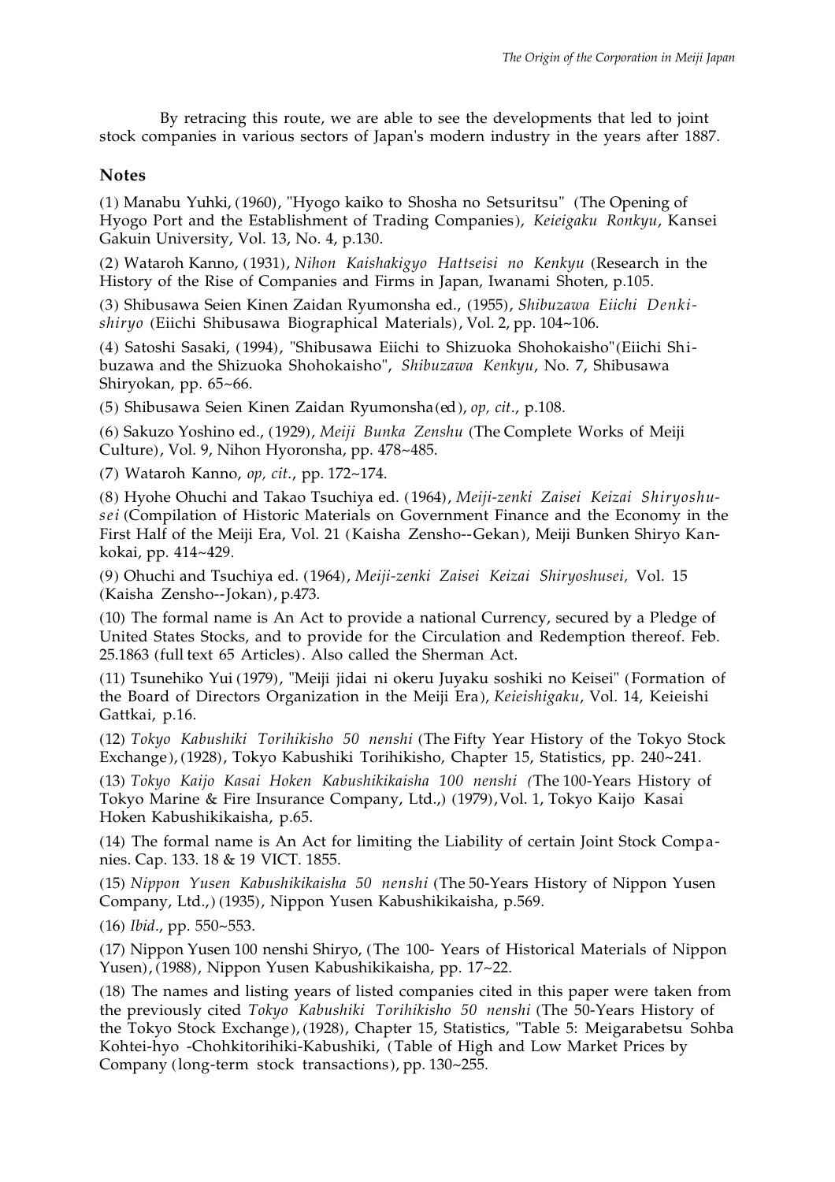By retracing this route, we are able to see the developments that led to joint stock companies in various sectors of Japan's modern industry in the years after 1887.

## Notes

(1) Manabu Yuhki, (1960), "Hyogo kaiko to Shosha no Setsuritsu" (The Opening of Hyogo Port and the Establishment of Trading Companies), *Keieigaku Ronkyu*, Kansei Gakuin University, Vol. 13, No. 4, p.130.

(2) Wataroh Kanno, (1931), *Nihon Kaishakigyo Hattseisi no Kenkyu* (Research in the History of the Rise of Companies and Firms in Japan, Iwanami Shoten, p.105.

(3) Shibusawa Seien Kinen Zaidan Ryumonsha ed., (1955), *Shibuzawa Eiichi Denki-shiryo* (Eiichi Shibusawa Biographical Materials), Vol. 2, pp. 104~106.

(4) Satoshi Sasaki, (1994), "Shibusawa Eiichi to Shizuoka Shohokaisho"(Eiichi Shibuzawa and the Shizuoka Shohokaisho", *Shibuzawa Kenkyu*, No. 7, Shibusawa Shiryokan, pp. 65~66.

(5) Shibusawa Seien Kinen Zaidan Ryumonsha(ed), *op, cit.*, p.108.

(6) Sakuzo Yoshino ed., (1929), *Meiji Bunka Zenshu* (The Complete Works of Meiji Culture), Vol. 9, Nihon Hyoronsha, pp. 478~485.

(7) Wataroh Kanno, *op, cit.*, pp. 172~174.

(8) Hyohe Ohuchi and Takao Tsuchiya ed. (1964), *Meiji-zenki Zaisei Keizai Shiryoshusei* (Compilation of Historic Materials on Government Finance and the Economy in the First Half of the Meiji Era, Vol. 21 (Kaisha Zensho--Gekan), Meiji Bunken Shiryo Kankokai, pp. 414~429.

(9) Ohuchi and Tsuchiya ed. (1964), *Meiji-zenki Zaisei Keizai Shiryoshusei,* Vol. 15 (Kaisha Zensho--Jokan), p.473.

(10) The formal name is An Act to provide a national Currency, secured by a Pledge of United States Stocks, and to provide for the Circulation and Redemption thereof. Feb. 25.1863 (full text 65 Articles). Also called the Sherman Act.

(11) Tsunehiko Yui (1979), "Meiji jidai ni okeru Juyaku soshiki no Keisei" (Formation of the Board of Directors Organization in the Meiji Era), *Keieishigaku*, Vol. 14, Keieishi Gattkai, p.16.

(12) *Tokyo Kabushiki Torihikisho 50 nenshi* (The Fifty Year History of the Tokyo Stock Exchange), (1928), Tokyo Kabushiki Torihikisho, Chapter 15, Statistics, pp. 240~241.

(13) *Tokyo Kaijo Kasai Hoken Kabushikikaisha 100 nenshi (*The 100-Years History of Tokyo Marine & Fire Insurance Company, Ltd.,) (1979), Vol. 1, Tokyo Kaijo Kasai Hoken Kabushikikaisha, p.65.

(14) The formal name is An Act for limiting the Liability of certain Joint Stock Companies. Cap. 133. 18 & 19 VICT. 1855.

(15) *Nippon Yusen Kabushikikaisha 50 nenshi* (The 50-Years History of Nippon Yusen Company, Ltd.,) (1935), Nippon Yusen Kabushikikaisha, p.569.

(16) *Ibid*., pp. 550~553.

(17) Nippon Yusen 100 nenshi Shiryo, (The 100- Years of Historical Materials of Nippon Yusen), (1988), Nippon Yusen Kabushikikaisha, pp. 17~22.

(18) The names and listing years of listed companies cited in this paper were taken from the previously cited *Tokyo Kabushiki Torihikisho 50 nenshi* (The 50-Years History of the Tokyo Stock Exchange), (1928), Chapter 15, Statistics, "Table 5: Meigarabetsu Sohba Kohtei-hyo -Chohkitorihiki-Kabushiki, (Table of High and Low Market Prices by Company (long-term stock transactions), pp. 130~255.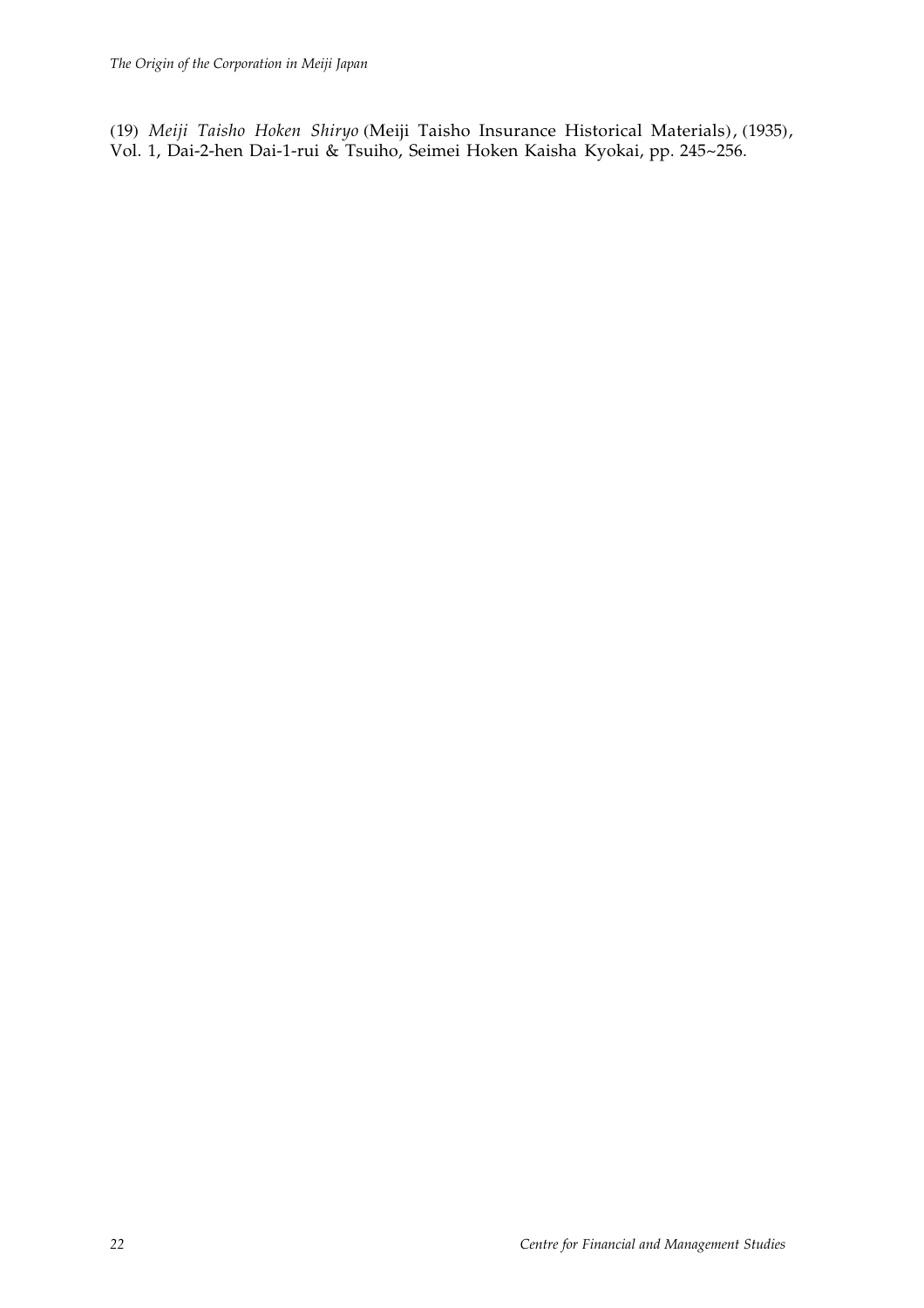(19) *Meiji Taisho Hoken Shiryo* (Meiji Taisho Insurance Historical Materials), (1935), Vol. 1, Dai-2-hen Dai-1-rui & Tsuiho, Seimei Hoken Kaisha Kyokai, pp. 245~256.